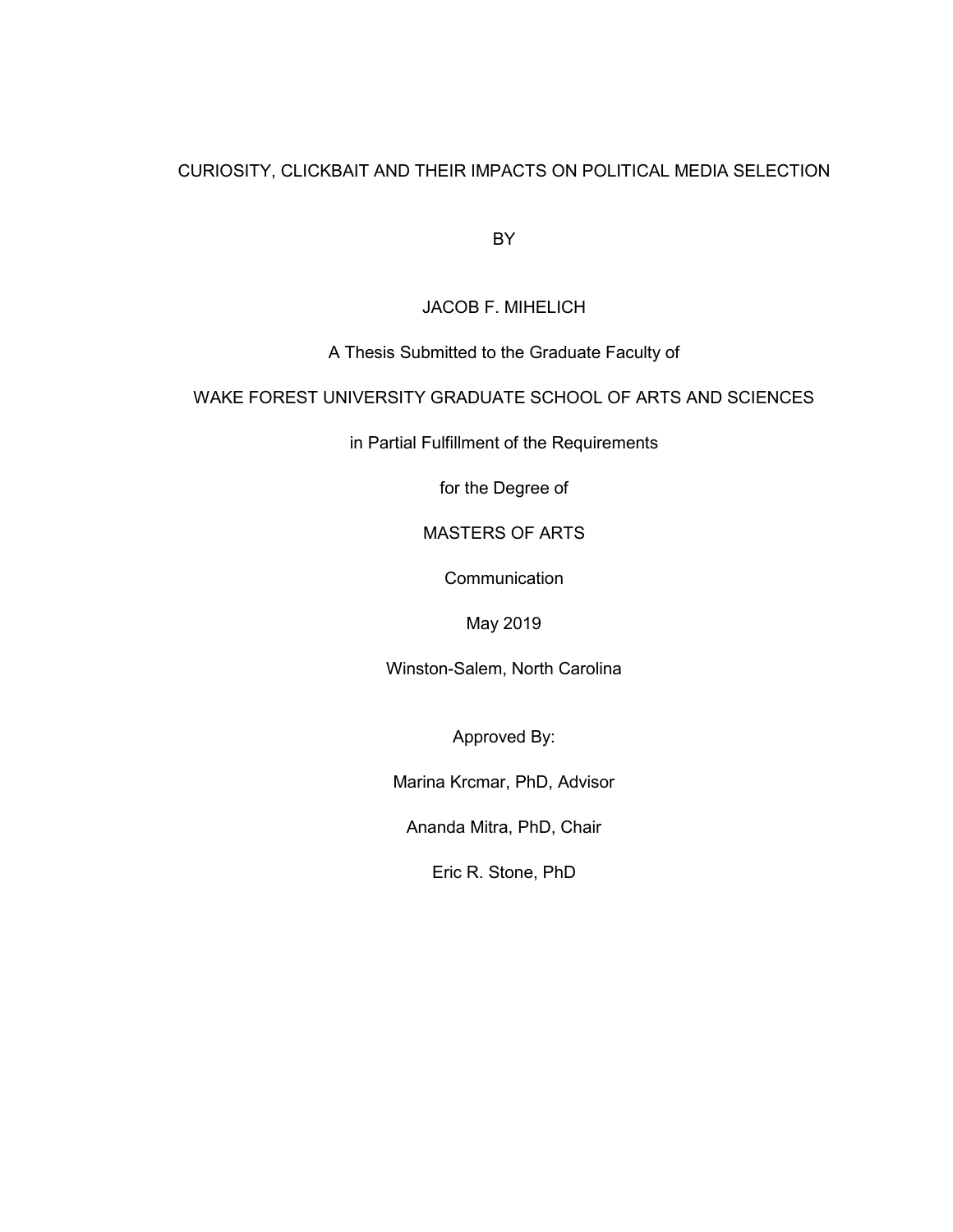# CURIOSITY, CLICKBAIT AND THEIR IMPACTS ON POLITICAL MEDIA SELECTION

BY

JACOB F. MIHELICH

A Thesis Submitted to the Graduate Faculty of

WAKE FOREST UNIVERSITY GRADUATE SCHOOL OF ARTS AND SCIENCES

in Partial Fulfillment of the Requirements

for the Degree of

MASTERS OF ARTS

Communication

May 2019

Winston-Salem, North Carolina

Approved By:

Marina Krcmar, PhD, Advisor

Ananda Mitra, PhD, Chair

Eric R. Stone, PhD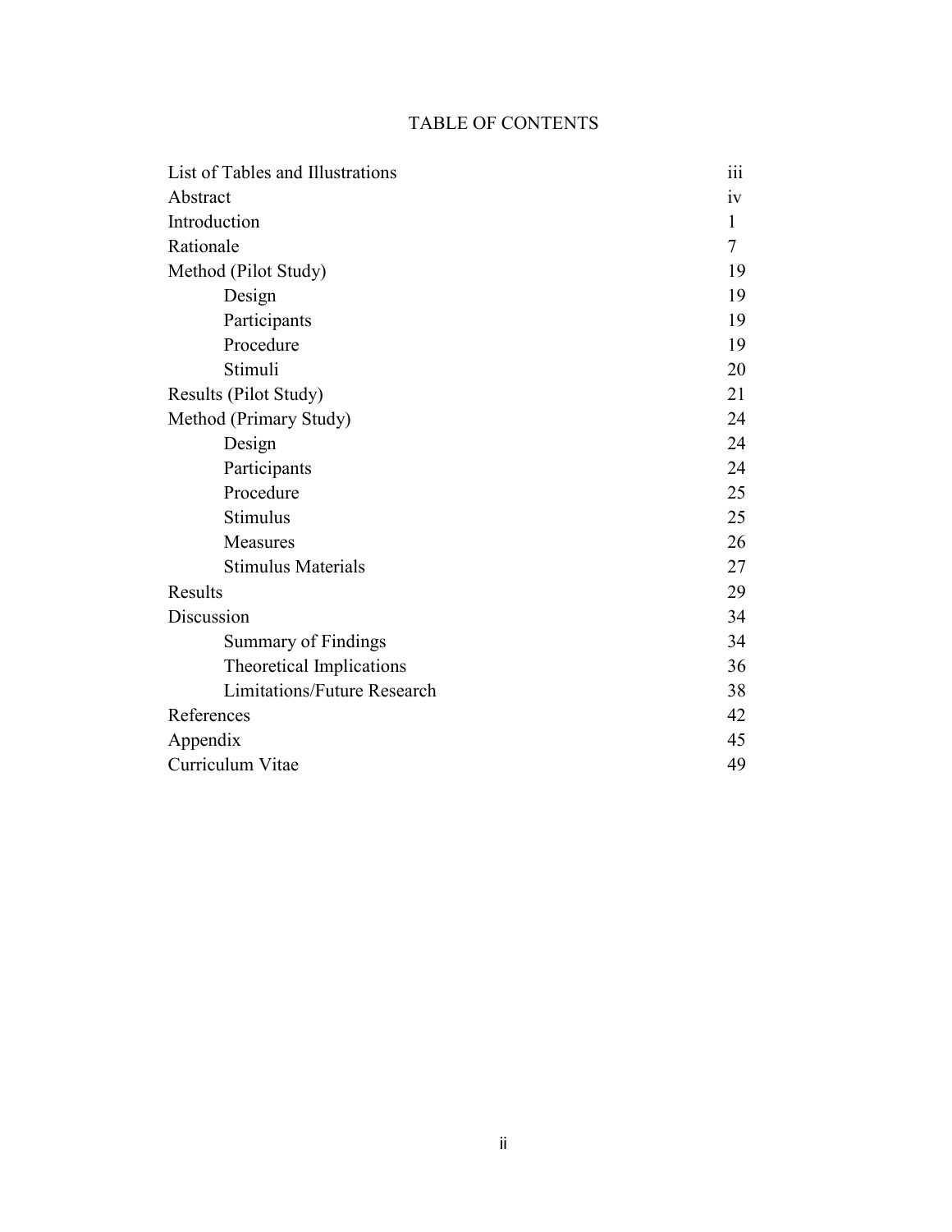# TABLE OF CONTENTS

| | |
|---|---|
| List of Tables and Illustrations | iii |
| Abstract | iv |
| Introduction | 1 |
| Rationale | 7 |
| Method (Pilot Study) | 19 |
| Design | 19 |
| Participants | 19 |
| Procedure | 19 |
| Stimuli | 20 |
| Results (Pilot Study) | 21 |
| Method (Primary Study) | 24 |
| Design | 24 |
| Participants | 24 |
| Procedure | 25 |
| Stimulus | 25 |
| Measures | 26 |
| Stimulus Materials | 27 |
| Results | 29 |
| Discussion | 34 |
| Summary of Findings | 34 |
| Theoretical Implications | 36 |
| Limitations/Future Research | 38 |
| References | 42 |
| Appendix | 45 |
| Curriculum Vitae | 49 |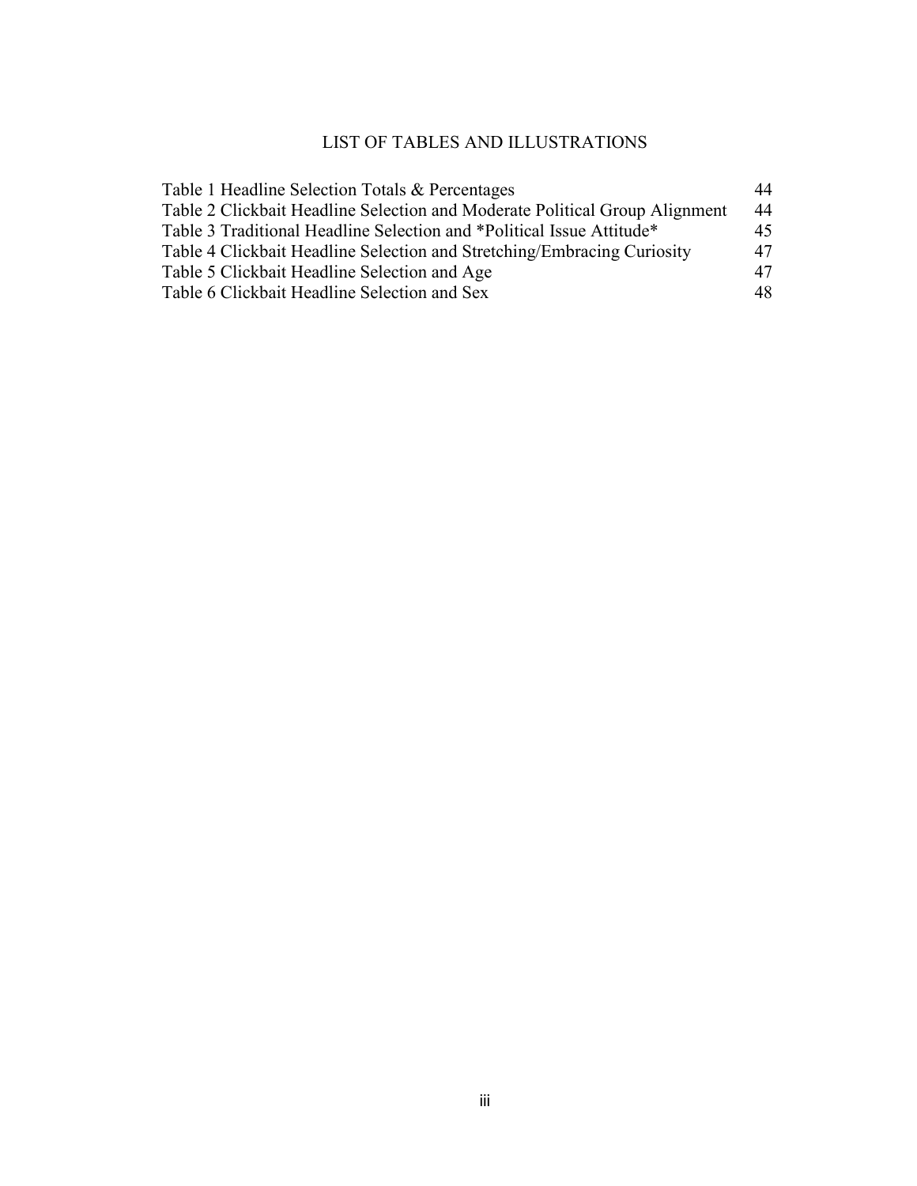# LIST OF TABLES AND ILLUSTRATIONS

| | |
|---|---|
| Table 1 Headline Selection Totals & Percentages | 44 |
| Table 2 Clickbait Headline Selection and Moderate Political Group Alignment | 44 |
| Table 3 Traditional Headline Selection and *Political Issue Attitude* | 45 |
| Table 4 Clickbait Headline Selection and Stretching/Embracing Curiosity | 47 |
| Table 5 Clickbait Headline Selection and Age | 47 |
| Table 6 Clickbait Headline Selection and Sex | 48 |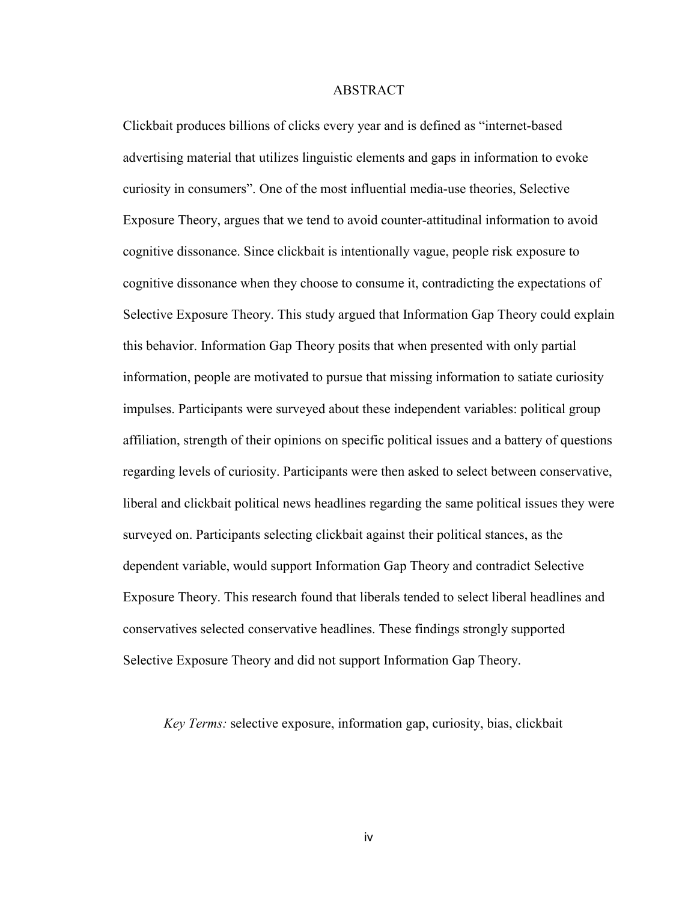# ABSTRACT

Clickbait produces billions of clicks every year and is defined as "internet-based advertising material that utilizes linguistic elements and gaps in information to evoke curiosity in consumers". One of the most influential media-use theories, Selective Exposure Theory, argues that we tend to avoid counter-attitudinal information to avoid cognitive dissonance. Since clickbait is intentionally vague, people risk exposure to cognitive dissonance when they choose to consume it, contradicting the expectations of Selective Exposure Theory. This study argued that Information Gap Theory could explain this behavior. Information Gap Theory posits that when presented with only partial information, people are motivated to pursue that missing information to satiate curiosity impulses. Participants were surveyed about these independent variables: political group affiliation, strength of their opinions on specific political issues and a battery of questions regarding levels of curiosity. Participants were then asked to select between conservative, liberal and clickbait political news headlines regarding the same political issues they were surveyed on. Participants selecting clickbait against their political stances, as the dependent variable, would support Information Gap Theory and contradict Selective Exposure Theory. This research found that liberals tended to select liberal headlines and conservatives selected conservative headlines. These findings strongly supported Selective Exposure Theory and did not support Information Gap Theory.

*Key Terms:* selective exposure, information gap, curiosity, bias, clickbait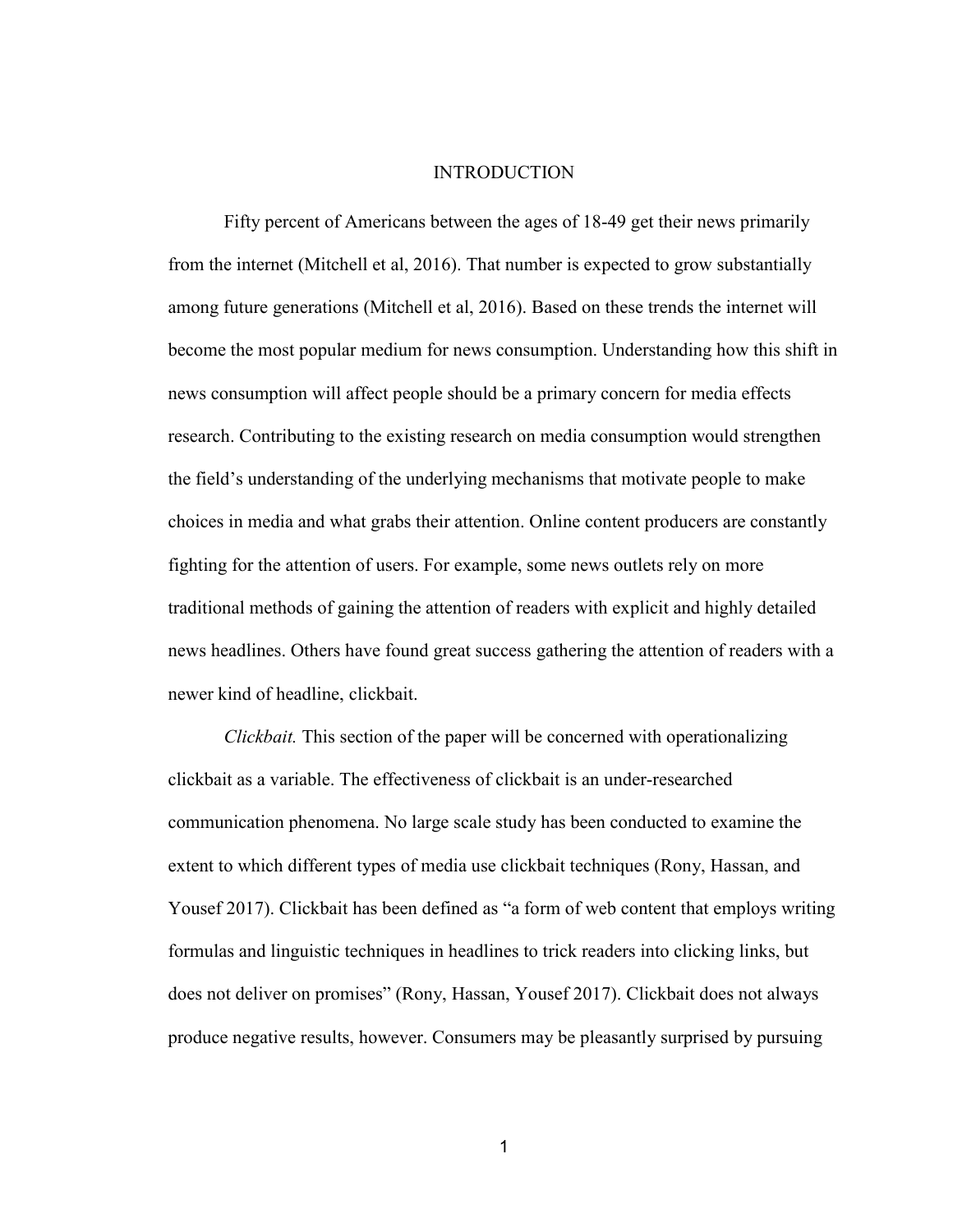# INTRODUCTION

Fifty percent of Americans between the ages of 18-49 get their news primarily from the internet (Mitchell et al, 2016). That number is expected to grow substantially among future generations (Mitchell et al, 2016). Based on these trends the internet will become the most popular medium for news consumption. Understanding how this shift in news consumption will affect people should be a primary concern for media effects research. Contributing to the existing research on media consumption would strengthen the field's understanding of the underlying mechanisms that motivate people to make choices in media and what grabs their attention. Online content producers are constantly fighting for the attention of users. For example, some news outlets rely on more traditional methods of gaining the attention of readers with explicit and highly detailed news headlines. Others have found great success gathering the attention of readers with a newer kind of headline, clickbait.

*Clickbait.* This section of the paper will be concerned with operationalizing clickbait as a variable. The effectiveness of clickbait is an under-researched communication phenomena. No large scale study has been conducted to examine the extent to which different types of media use clickbait techniques (Rony, Hassan, and Yousef 2017). Clickbait has been defined as "a form of web content that employs writing formulas and linguistic techniques in headlines to trick readers into clicking links, but does not deliver on promises" (Rony, Hassan, Yousef 2017). Clickbait does not always produce negative results, however. Consumers may be pleasantly surprised by pursuing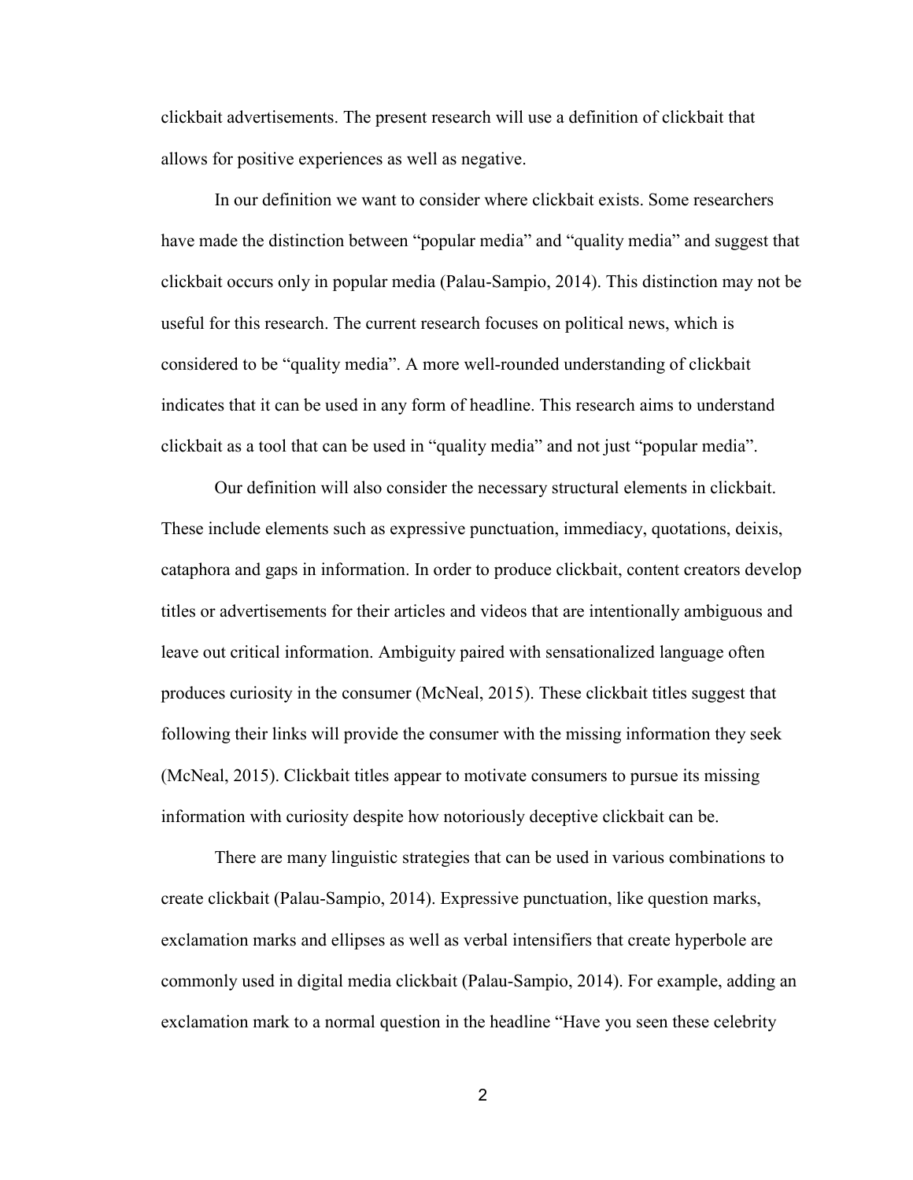clickbait advertisements. The present research will use a definition of clickbait that allows for positive experiences as well as negative.

In our definition we want to consider where clickbait exists. Some researchers have made the distinction between "popular media" and "quality media" and suggest that clickbait occurs only in popular media (Palau-Sampio, 2014). This distinction may not be useful for this research. The current research focuses on political news, which is considered to be "quality media". A more well-rounded understanding of clickbait indicates that it can be used in any form of headline. This research aims to understand clickbait as a tool that can be used in "quality media" and not just "popular media".

Our definition will also consider the necessary structural elements in clickbait. These include elements such as expressive punctuation, immediacy, quotations, deixis, cataphora and gaps in information. In order to produce clickbait, content creators develop titles or advertisements for their articles and videos that are intentionally ambiguous and leave out critical information. Ambiguity paired with sensationalized language often produces curiosity in the consumer (McNeal, 2015). These clickbait titles suggest that following their links will provide the consumer with the missing information they seek (McNeal, 2015). Clickbait titles appear to motivate consumers to pursue its missing information with curiosity despite how notoriously deceptive clickbait can be.

There are many linguistic strategies that can be used in various combinations to create clickbait (Palau-Sampio, 2014). Expressive punctuation, like question marks, exclamation marks and ellipses as well as verbal intensifiers that create hyperbole are commonly used in digital media clickbait (Palau-Sampio, 2014). For example, adding an exclamation mark to a normal question in the headline "Have you seen these celebrity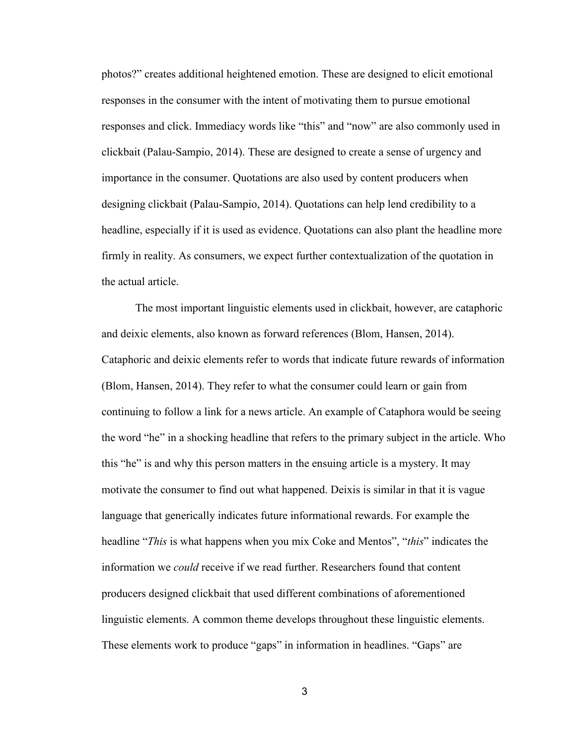photos?" creates additional heightened emotion. These are designed to elicit emotional responses in the consumer with the intent of motivating them to pursue emotional responses and click. Immediacy words like "this" and "now" are also commonly used in clickbait (Palau-Sampio, 2014). These are designed to create a sense of urgency and importance in the consumer. Quotations are also used by content producers when designing clickbait (Palau-Sampio, 2014). Quotations can help lend credibility to a headline, especially if it is used as evidence. Quotations can also plant the headline more firmly in reality. As consumers, we expect further contextualization of the quotation in the actual article.

The most important linguistic elements used in clickbait, however, are cataphoric and deixic elements, also known as forward references (Blom, Hansen, 2014). Cataphoric and deixic elements refer to words that indicate future rewards of information (Blom, Hansen, 2014). They refer to what the consumer could learn or gain from continuing to follow a link for a news article. An example of Cataphora would be seeing the word "he" in a shocking headline that refers to the primary subject in the article. Who this "he" is and why this person matters in the ensuing article is a mystery. It may motivate the consumer to find out what happened. Deixis is similar in that it is vague language that generically indicates future informational rewards. For example the headline "*This* is what happens when you mix Coke and Mentos", "*this*" indicates the information we *could* receive if we read further. Researchers found that content producers designed clickbait that used different combinations of aforementioned linguistic elements. A common theme develops throughout these linguistic elements. These elements work to produce "gaps" in information in headlines. "Gaps" are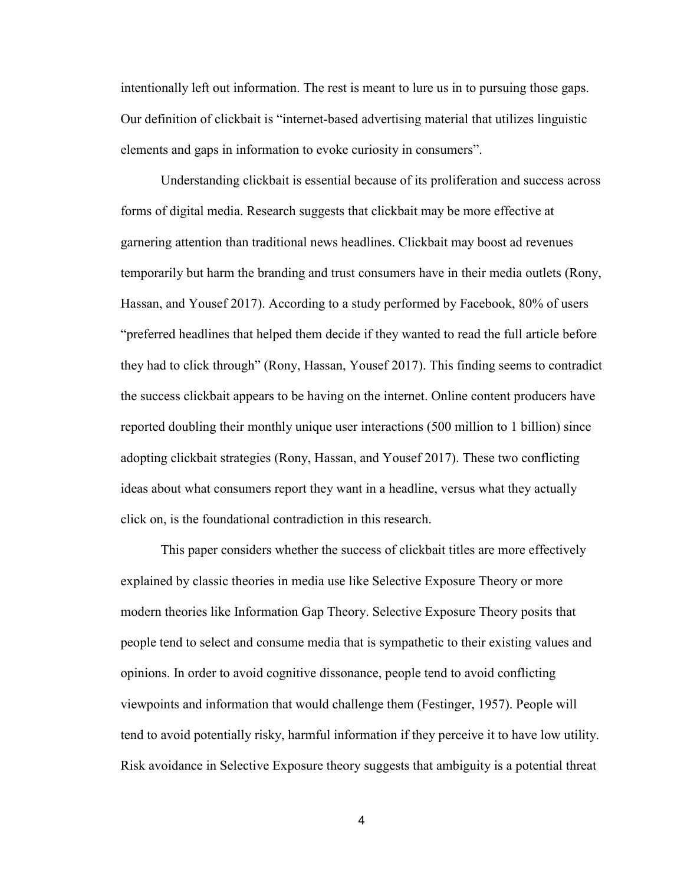intentionally left out information. The rest is meant to lure us in to pursuing those gaps. Our definition of clickbait is "internet-based advertising material that utilizes linguistic elements and gaps in information to evoke curiosity in consumers".

Understanding clickbait is essential because of its proliferation and success across forms of digital media. Research suggests that clickbait may be more effective at garnering attention than traditional news headlines. Clickbait may boost ad revenues temporarily but harm the branding and trust consumers have in their media outlets (Rony, Hassan, and Yousef 2017). According to a study performed by Facebook, 80% of users "preferred headlines that helped them decide if they wanted to read the full article before they had to click through" (Rony, Hassan, Yousef 2017). This finding seems to contradict the success clickbait appears to be having on the internet. Online content producers have reported doubling their monthly unique user interactions (500 million to 1 billion) since adopting clickbait strategies (Rony, Hassan, and Yousef 2017). These two conflicting ideas about what consumers report they want in a headline, versus what they actually click on, is the foundational contradiction in this research.

This paper considers whether the success of clickbait titles are more effectively explained by classic theories in media use like Selective Exposure Theory or more modern theories like Information Gap Theory. Selective Exposure Theory posits that people tend to select and consume media that is sympathetic to their existing values and opinions. In order to avoid cognitive dissonance, people tend to avoid conflicting viewpoints and information that would challenge them (Festinger, 1957). People will tend to avoid potentially risky, harmful information if they perceive it to have low utility. Risk avoidance in Selective Exposure theory suggests that ambiguity is a potential threat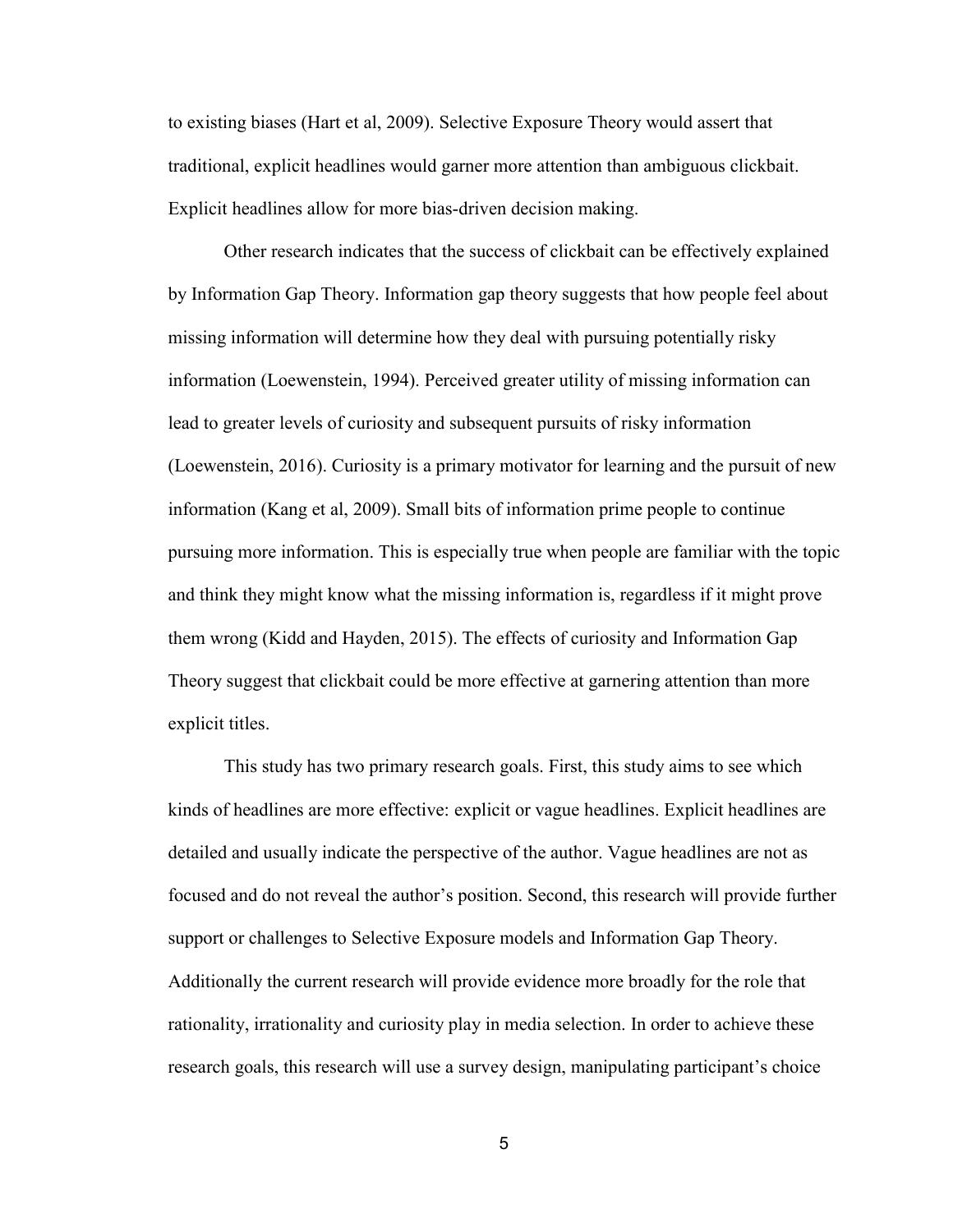to existing biases (Hart et al, 2009). Selective Exposure Theory would assert that traditional, explicit headlines would garner more attention than ambiguous clickbait. Explicit headlines allow for more bias-driven decision making.

Other research indicates that the success of clickbait can be effectively explained by Information Gap Theory. Information gap theory suggests that how people feel about missing information will determine how they deal with pursuing potentially risky information (Loewenstein, 1994). Perceived greater utility of missing information can lead to greater levels of curiosity and subsequent pursuits of risky information (Loewenstein, 2016). Curiosity is a primary motivator for learning and the pursuit of new information (Kang et al, 2009). Small bits of information prime people to continue pursuing more information. This is especially true when people are familiar with the topic and think they might know what the missing information is, regardless if it might prove them wrong (Kidd and Hayden, 2015). The effects of curiosity and Information Gap Theory suggest that clickbait could be more effective at garnering attention than more explicit titles.

This study has two primary research goals. First, this study aims to see which kinds of headlines are more effective: explicit or vague headlines. Explicit headlines are detailed and usually indicate the perspective of the author. Vague headlines are not as focused and do not reveal the author's position. Second, this research will provide further support or challenges to Selective Exposure models and Information Gap Theory. Additionally the current research will provide evidence more broadly for the role that rationality, irrationality and curiosity play in media selection. In order to achieve these research goals, this research will use a survey design, manipulating participant's choice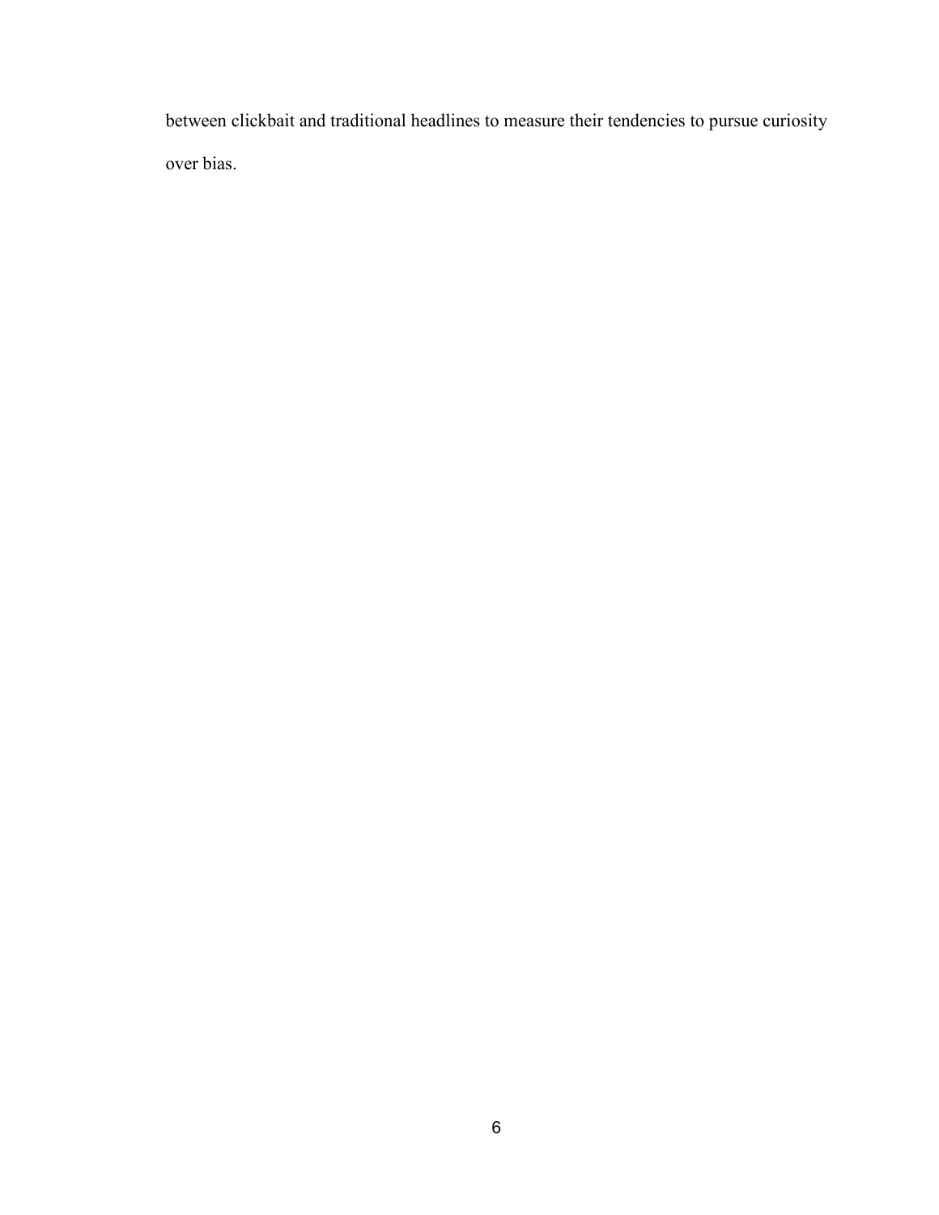between clickbait and traditional headlines to measure their tendencies to pursue curiosity over bias.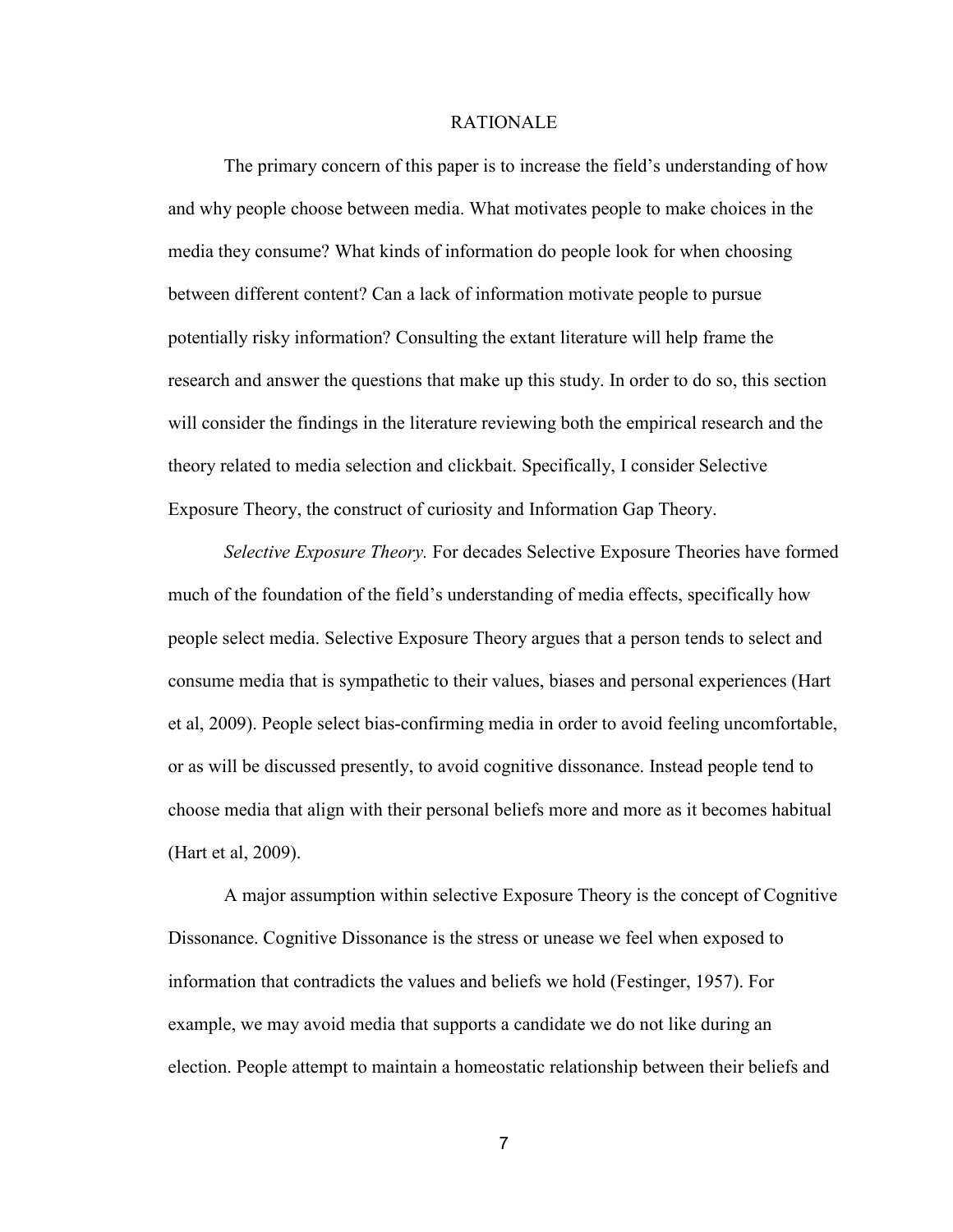# RATIONALE

The primary concern of this paper is to increase the field's understanding of how and why people choose between media. What motivates people to make choices in the media they consume? What kinds of information do people look for when choosing between different content? Can a lack of information motivate people to pursue potentially risky information? Consulting the extant literature will help frame the research and answer the questions that make up this study. In order to do so, this section will consider the findings in the literature reviewing both the empirical research and the theory related to media selection and clickbait. Specifically, I consider Selective Exposure Theory, the construct of curiosity and Information Gap Theory.

*Selective Exposure Theory.* For decades Selective Exposure Theories have formed much of the foundation of the field's understanding of media effects, specifically how people select media. Selective Exposure Theory argues that a person tends to select and consume media that is sympathetic to their values, biases and personal experiences (Hart et al, 2009). People select bias-confirming media in order to avoid feeling uncomfortable, or as will be discussed presently, to avoid cognitive dissonance. Instead people tend to choose media that align with their personal beliefs more and more as it becomes habitual (Hart et al, 2009).

A major assumption within selective Exposure Theory is the concept of Cognitive Dissonance. Cognitive Dissonance is the stress or unease we feel when exposed to information that contradicts the values and beliefs we hold (Festinger, 1957). For example, we may avoid media that supports a candidate we do not like during an election. People attempt to maintain a homeostatic relationship between their beliefs and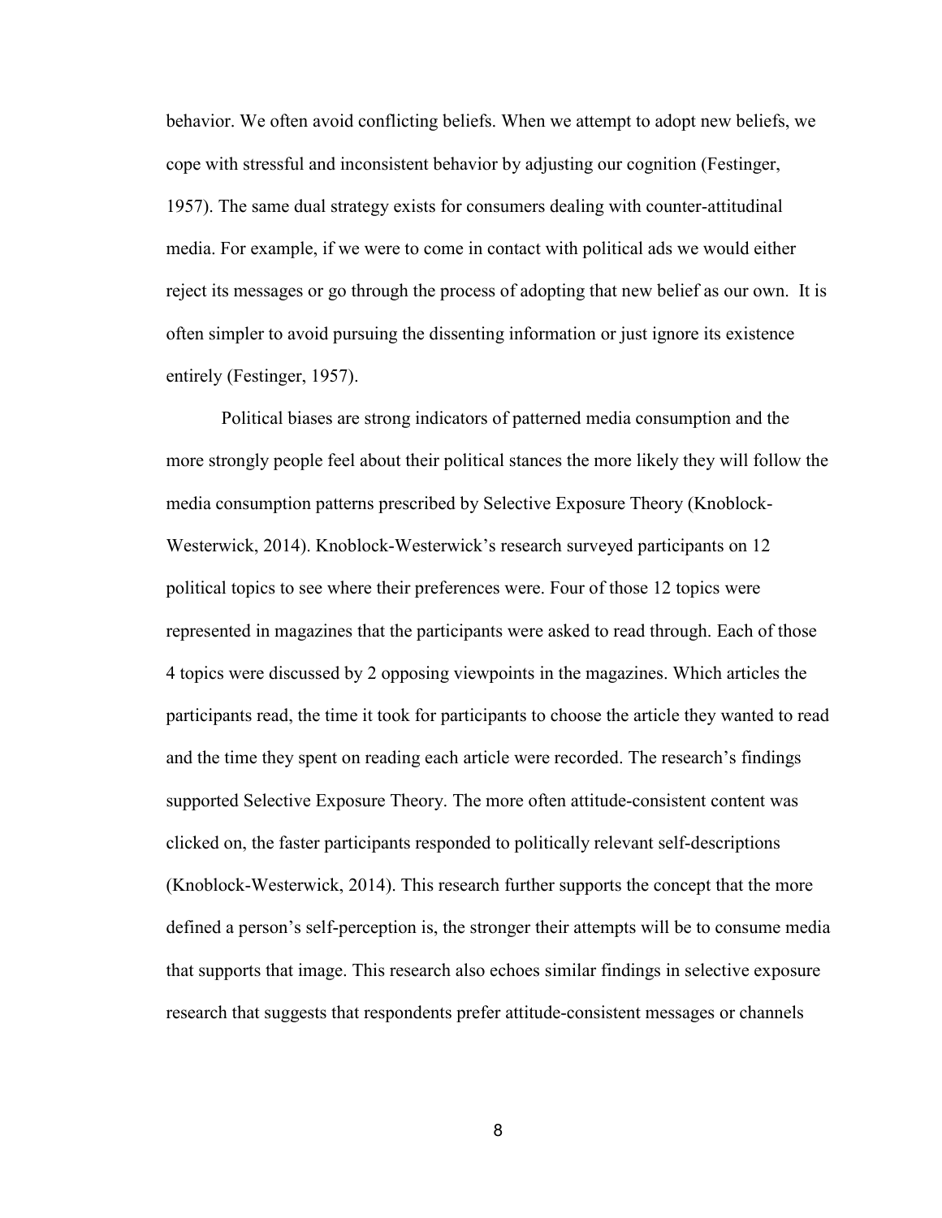behavior. We often avoid conflicting beliefs. When we attempt to adopt new beliefs, we cope with stressful and inconsistent behavior by adjusting our cognition (Festinger, 1957). The same dual strategy exists for consumers dealing with counter-attitudinal media. For example, if we were to come in contact with political ads we would either reject its messages or go through the process of adopting that new belief as our own. It is often simpler to avoid pursuing the dissenting information or just ignore its existence entirely (Festinger, 1957).

Political biases are strong indicators of patterned media consumption and the more strongly people feel about their political stances the more likely they will follow the media consumption patterns prescribed by Selective Exposure Theory (Knoblock-Westerwick, 2014). Knoblock-Westerwick's research surveyed participants on 12 political topics to see where their preferences were. Four of those 12 topics were represented in magazines that the participants were asked to read through. Each of those 4 topics were discussed by 2 opposing viewpoints in the magazines. Which articles the participants read, the time it took for participants to choose the article they wanted to read and the time they spent on reading each article were recorded. The research's findings supported Selective Exposure Theory. The more often attitude-consistent content was clicked on, the faster participants responded to politically relevant self-descriptions (Knoblock-Westerwick, 2014). This research further supports the concept that the more defined a person's self-perception is, the stronger their attempts will be to consume media that supports that image. This research also echoes similar findings in selective exposure research that suggests that respondents prefer attitude-consistent messages or channels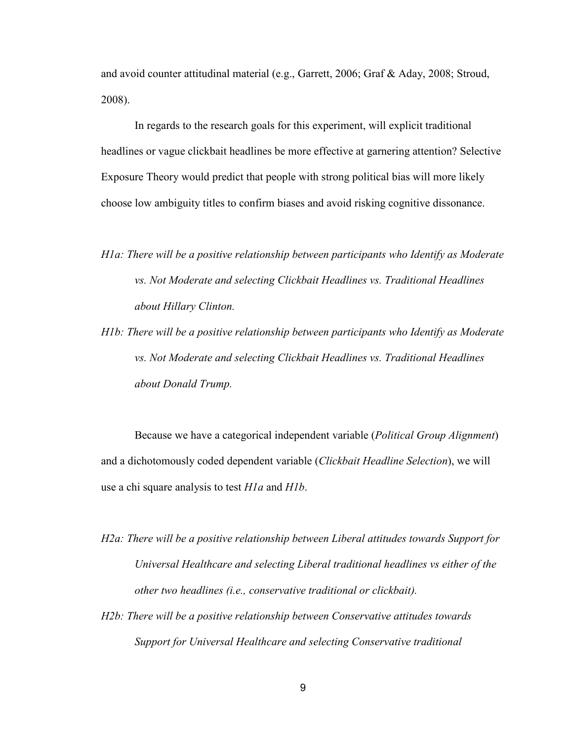and avoid counter attitudinal material (e.g., Garrett, 2006; Graf & Aday, 2008; Stroud, 2008).

In regards to the research goals for this experiment, will explicit traditional headlines or vague clickbait headlines be more effective at garnering attention? Selective Exposure Theory would predict that people with strong political bias will more likely choose low ambiguity titles to confirm biases and avoid risking cognitive dissonance.

*H1a: There will be a positive relationship between participants who Identify as Moderate vs. Not Moderate and selecting Clickbait Headlines vs. Traditional Headlines about Hillary Clinton.*

*H1b: There will be a positive relationship between participants who Identify as Moderate vs. Not Moderate and selecting Clickbait Headlines vs. Traditional Headlines about Donald Trump.*

Because we have a categorical independent variable (*Political Group Alignment*) and a dichotomously coded dependent variable (*Clickbait Headline Selection*), we will use a chi square analysis to test *H1a* and *H1b*.

*H2a: There will be a positive relationship between Liberal attitudes towards Support for Universal Healthcare and selecting Liberal traditional headlines vs either of the other two headlines (i.e., conservative traditional or clickbait).*

*H2b: There will be a positive relationship between Conservative attitudes towards Support for Universal Healthcare and selecting Conservative traditional*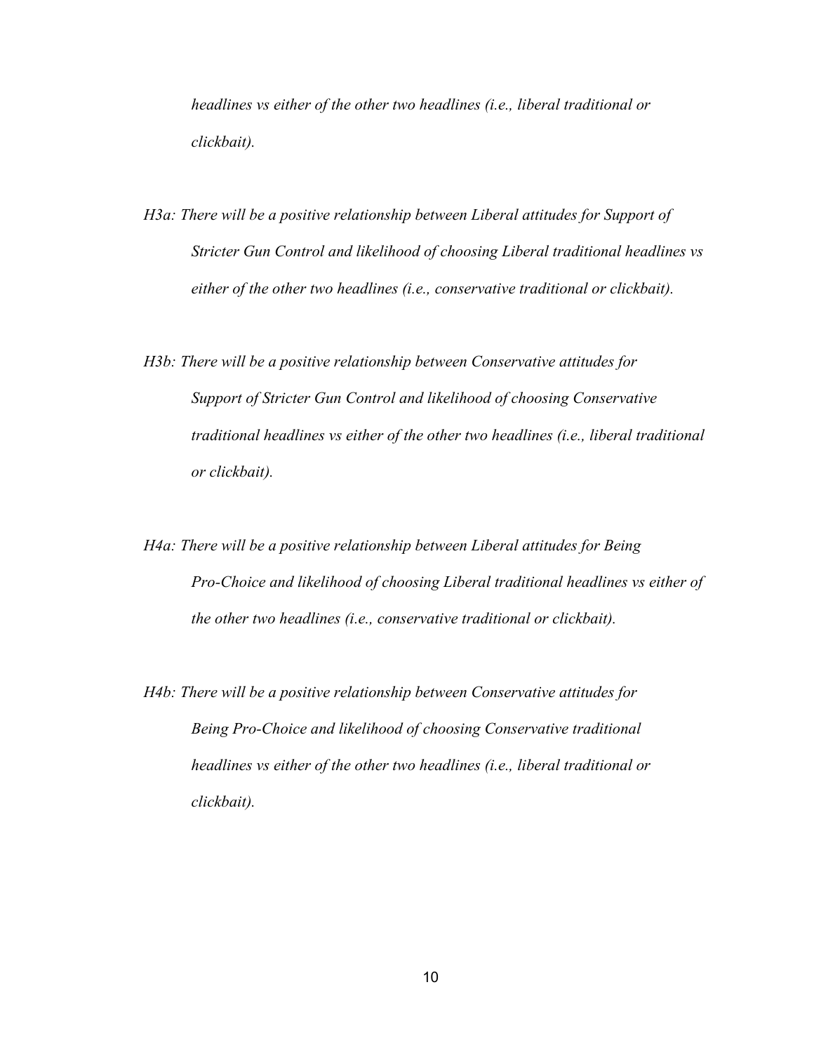*headlines vs either of the other two headlines (i.e., liberal traditional or clickbait).*

*H3a: There will be a positive relationship between Liberal attitudes for Support of Stricter Gun Control and likelihood of choosing Liberal traditional headlines vs either of the other two headlines (i.e., conservative traditional or clickbait).*

*H3b: There will be a positive relationship between Conservative attitudes for Support of Stricter Gun Control and likelihood of choosing Conservative traditional headlines vs either of the other two headlines (i.e., liberal traditional or clickbait).*

*H4a: There will be a positive relationship between Liberal attitudes for Being Pro-Choice and likelihood of choosing Liberal traditional headlines vs either of the other two headlines (i.e., conservative traditional or clickbait).*

*H4b: There will be a positive relationship between Conservative attitudes for Being Pro-Choice and likelihood of choosing Conservative traditional headlines vs either of the other two headlines (i.e., liberal traditional or clickbait).*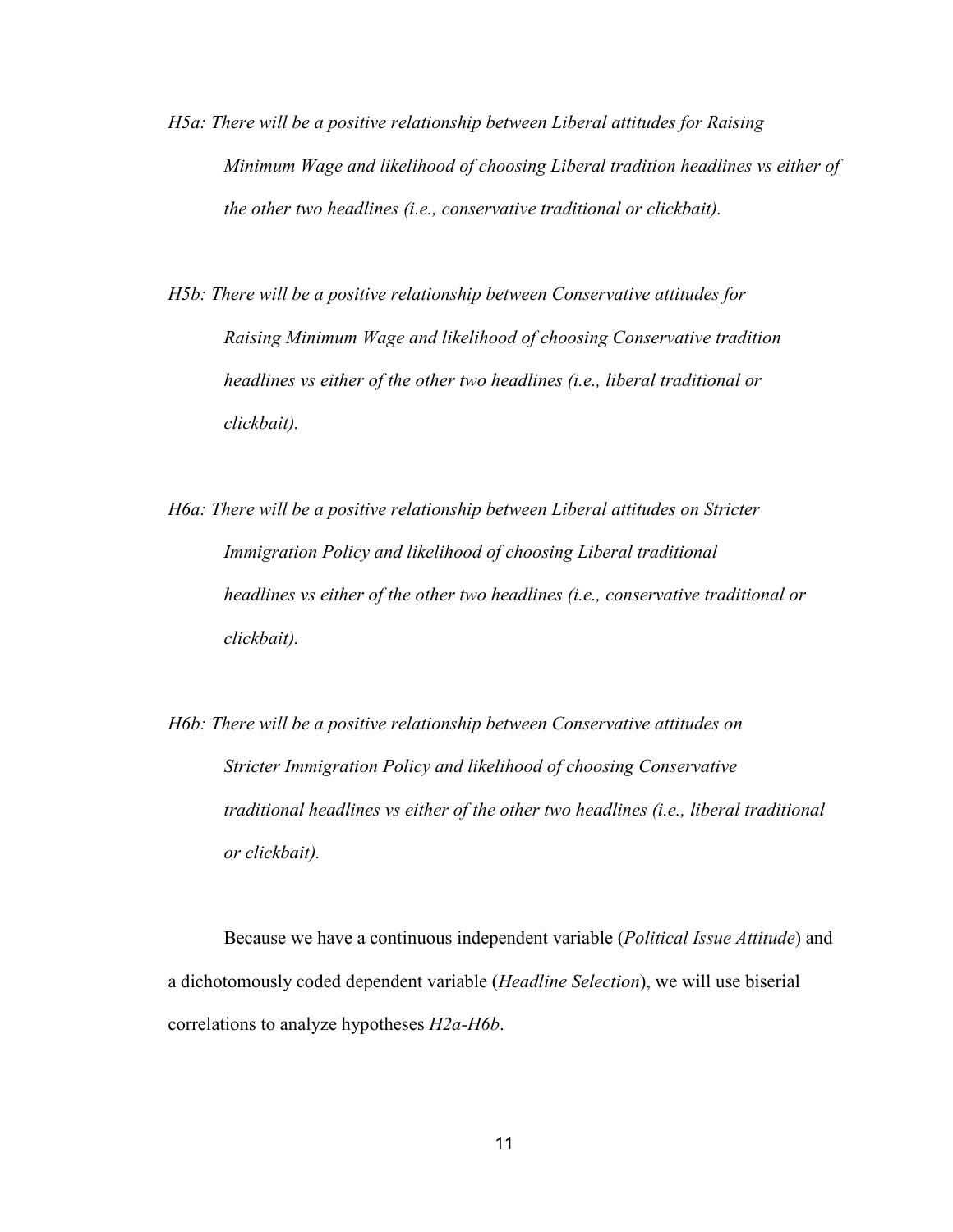*H5a: There will be a positive relationship between Liberal attitudes for Raising Minimum Wage and likelihood of choosing Liberal tradition headlines vs either of the other two headlines (i.e., conservative traditional or clickbait).*

*H5b: There will be a positive relationship between Conservative attitudes for Raising Minimum Wage and likelihood of choosing Conservative tradition headlines vs either of the other two headlines (i.e., liberal traditional or clickbait).*

*H6a: There will be a positive relationship between Liberal attitudes on Stricter Immigration Policy and likelihood of choosing Liberal traditional headlines vs either of the other two headlines (i.e., conservative traditional or clickbait).*

*H6b: There will be a positive relationship between Conservative attitudes on Stricter Immigration Policy and likelihood of choosing Conservative traditional headlines vs either of the other two headlines (i.e., liberal traditional or clickbait).*

Because we have a continuous independent variable (*Political Issue Attitude*) and a dichotomously coded dependent variable (*Headline Selection*), we will use biserial correlations to analyze hypotheses *H2a-H6b*.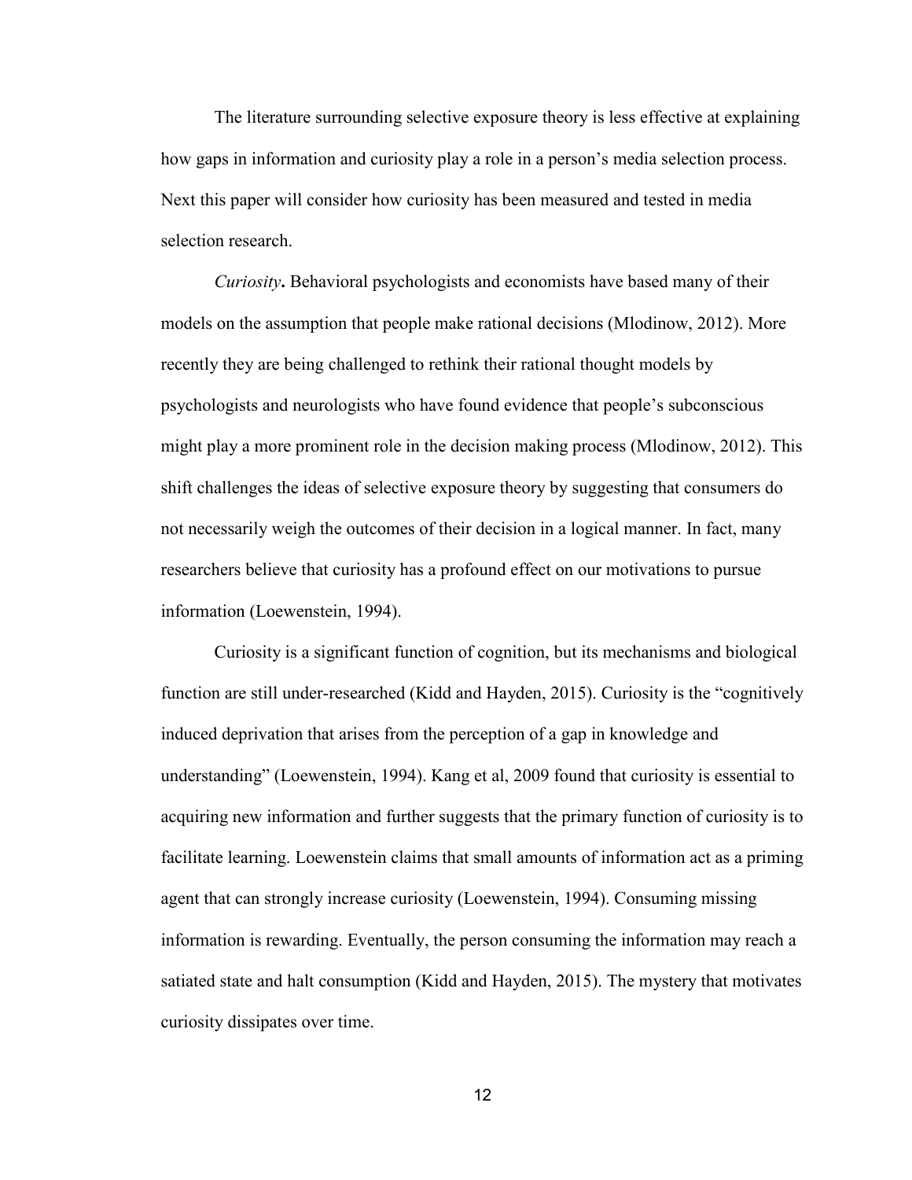The literature surrounding selective exposure theory is less effective at explaining how gaps in information and curiosity play a role in a person's media selection process. Next this paper will consider how curiosity has been measured and tested in media selection research.

*Curiosity***.** Behavioral psychologists and economists have based many of their models on the assumption that people make rational decisions (Mlodinow, 2012). More recently they are being challenged to rethink their rational thought models by psychologists and neurologists who have found evidence that people's subconscious might play a more prominent role in the decision making process (Mlodinow, 2012). This shift challenges the ideas of selective exposure theory by suggesting that consumers do not necessarily weigh the outcomes of their decision in a logical manner. In fact, many researchers believe that curiosity has a profound effect on our motivations to pursue information (Loewenstein, 1994).

Curiosity is a significant function of cognition, but its mechanisms and biological function are still under-researched (Kidd and Hayden, 2015). Curiosity is the "cognitively induced deprivation that arises from the perception of a gap in knowledge and understanding" (Loewenstein, 1994). Kang et al, 2009 found that curiosity is essential to acquiring new information and further suggests that the primary function of curiosity is to facilitate learning. Loewenstein claims that small amounts of information act as a priming agent that can strongly increase curiosity (Loewenstein, 1994). Consuming missing information is rewarding. Eventually, the person consuming the information may reach a satiated state and halt consumption (Kidd and Hayden, 2015). The mystery that motivates curiosity dissipates over time.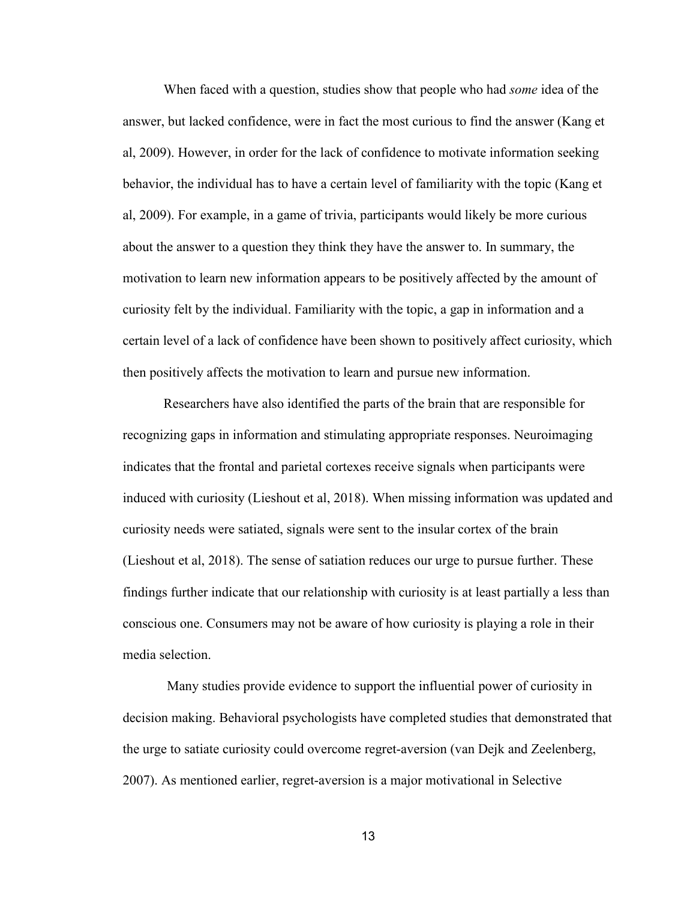When faced with a question, studies show that people who had *some* idea of the answer, but lacked confidence, were in fact the most curious to find the answer (Kang et al, 2009). However, in order for the lack of confidence to motivate information seeking behavior, the individual has to have a certain level of familiarity with the topic (Kang et al, 2009). For example, in a game of trivia, participants would likely be more curious about the answer to a question they think they have the answer to. In summary, the motivation to learn new information appears to be positively affected by the amount of curiosity felt by the individual. Familiarity with the topic, a gap in information and a certain level of a lack of confidence have been shown to positively affect curiosity, which then positively affects the motivation to learn and pursue new information.

Researchers have also identified the parts of the brain that are responsible for recognizing gaps in information and stimulating appropriate responses. Neuroimaging indicates that the frontal and parietal cortexes receive signals when participants were induced with curiosity (Lieshout et al, 2018). When missing information was updated and curiosity needs were satiated, signals were sent to the insular cortex of the brain (Lieshout et al, 2018). The sense of satiation reduces our urge to pursue further. These findings further indicate that our relationship with curiosity is at least partially a less than conscious one. Consumers may not be aware of how curiosity is playing a role in their media selection.

Many studies provide evidence to support the influential power of curiosity in decision making. Behavioral psychologists have completed studies that demonstrated that the urge to satiate curiosity could overcome regret-aversion (van Dejk and Zeelenberg, 2007). As mentioned earlier, regret-aversion is a major motivational in Selective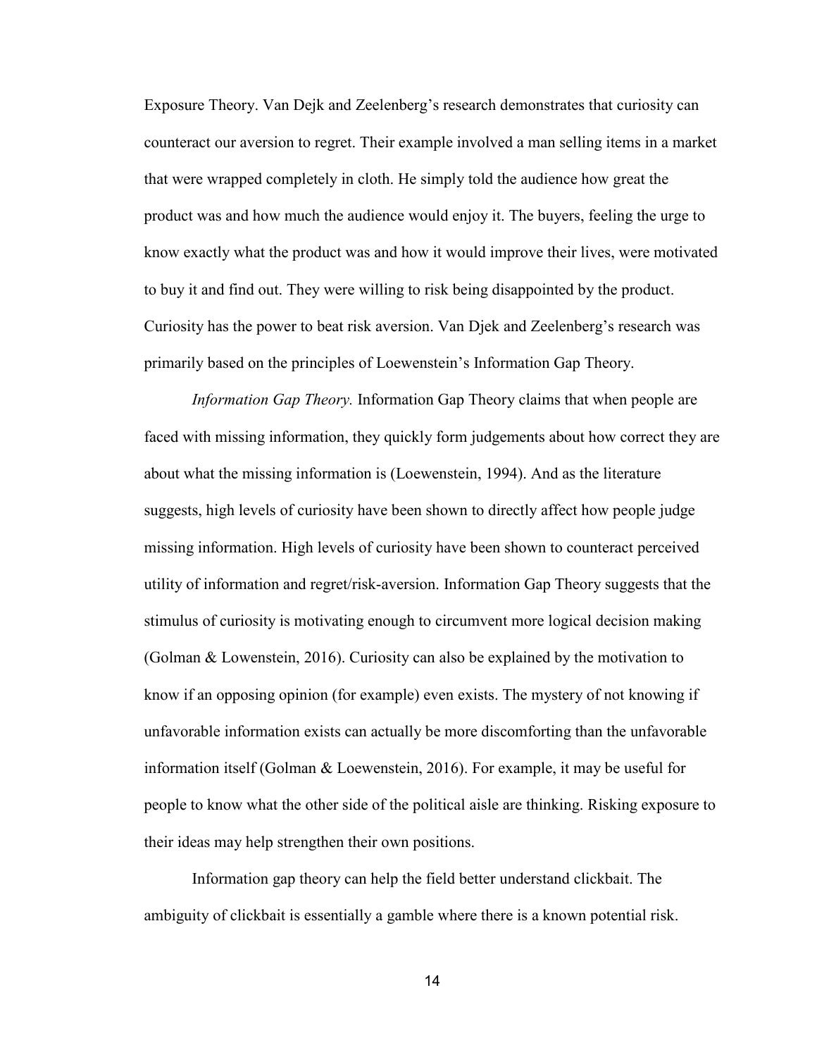Exposure Theory. Van Dejk and Zeelenberg's research demonstrates that curiosity can counteract our aversion to regret. Their example involved a man selling items in a market that were wrapped completely in cloth. He simply told the audience how great the product was and how much the audience would enjoy it. The buyers, feeling the urge to know exactly what the product was and how it would improve their lives, were motivated to buy it and find out. They were willing to risk being disappointed by the product. Curiosity has the power to beat risk aversion. Van Djek and Zeelenberg's research was primarily based on the principles of Loewenstein's Information Gap Theory.

*Information Gap Theory.* Information Gap Theory claims that when people are faced with missing information, they quickly form judgements about how correct they are about what the missing information is (Loewenstein, 1994). And as the literature suggests, high levels of curiosity have been shown to directly affect how people judge missing information. High levels of curiosity have been shown to counteract perceived utility of information and regret/risk-aversion. Information Gap Theory suggests that the stimulus of curiosity is motivating enough to circumvent more logical decision making (Golman & Lowenstein, 2016). Curiosity can also be explained by the motivation to know if an opposing opinion (for example) even exists. The mystery of not knowing if unfavorable information exists can actually be more discomforting than the unfavorable information itself (Golman & Loewenstein, 2016). For example, it may be useful for people to know what the other side of the political aisle are thinking. Risking exposure to their ideas may help strengthen their own positions.

Information gap theory can help the field better understand clickbait. The ambiguity of clickbait is essentially a gamble where there is a known potential risk.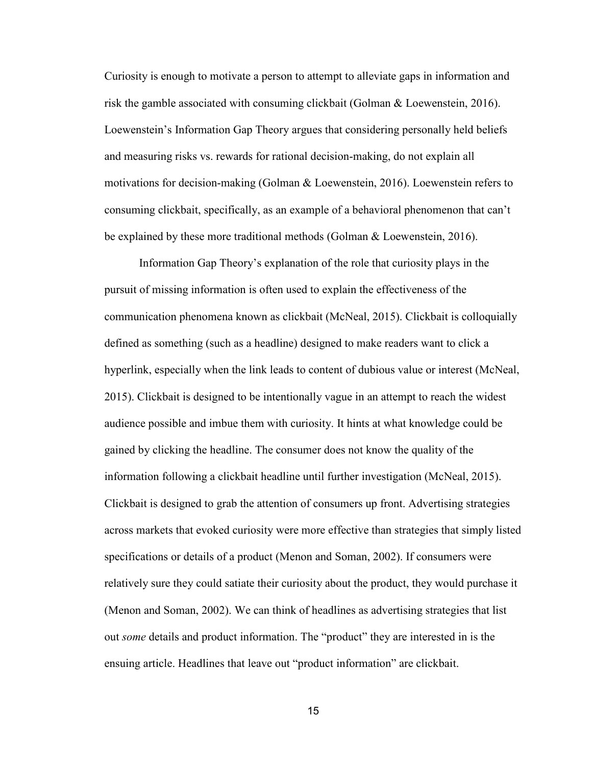Curiosity is enough to motivate a person to attempt to alleviate gaps in information and risk the gamble associated with consuming clickbait (Golman & Loewenstein, 2016). Loewenstein's Information Gap Theory argues that considering personally held beliefs and measuring risks vs. rewards for rational decision-making, do not explain all motivations for decision-making (Golman & Loewenstein, 2016). Loewenstein refers to consuming clickbait, specifically, as an example of a behavioral phenomenon that can't be explained by these more traditional methods (Golman & Loewenstein, 2016).

Information Gap Theory's explanation of the role that curiosity plays in the pursuit of missing information is often used to explain the effectiveness of the communication phenomena known as clickbait (McNeal, 2015). Clickbait is colloquially defined as something (such as a headline) designed to make readers want to click a hyperlink, especially when the link leads to content of dubious value or interest (McNeal, 2015). Clickbait is designed to be intentionally vague in an attempt to reach the widest audience possible and imbue them with curiosity. It hints at what knowledge could be gained by clicking the headline. The consumer does not know the quality of the information following a clickbait headline until further investigation (McNeal, 2015). Clickbait is designed to grab the attention of consumers up front. Advertising strategies across markets that evoked curiosity were more effective than strategies that simply listed specifications or details of a product (Menon and Soman, 2002). If consumers were relatively sure they could satiate their curiosity about the product, they would purchase it (Menon and Soman, 2002). We can think of headlines as advertising strategies that list out *some* details and product information. The "product" they are interested in is the ensuing article. Headlines that leave out "product information" are clickbait.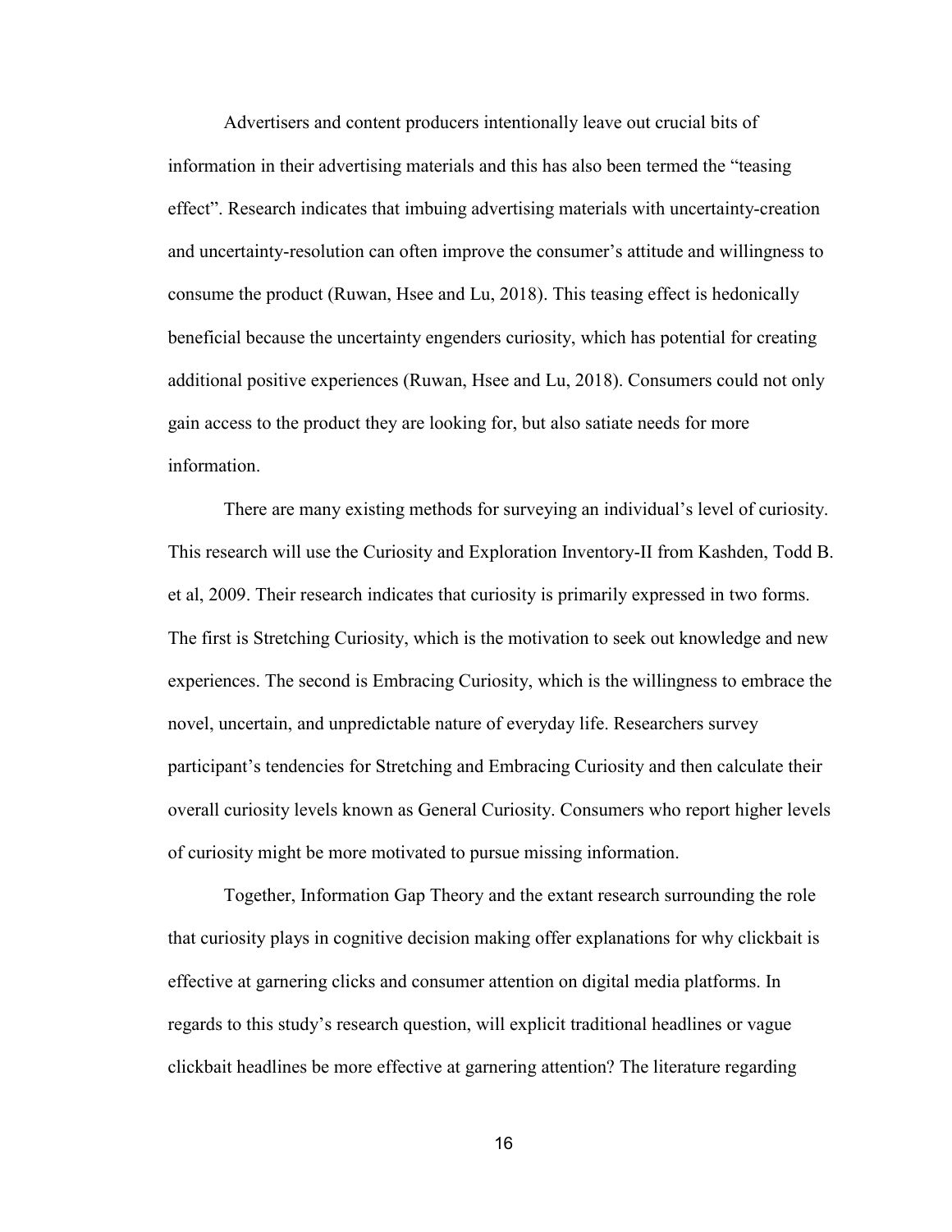Advertisers and content producers intentionally leave out crucial bits of information in their advertising materials and this has also been termed the "teasing effect". Research indicates that imbuing advertising materials with uncertainty-creation and uncertainty-resolution can often improve the consumer's attitude and willingness to consume the product (Ruwan, Hsee and Lu, 2018). This teasing effect is hedonically beneficial because the uncertainty engenders curiosity, which has potential for creating additional positive experiences (Ruwan, Hsee and Lu, 2018). Consumers could not only gain access to the product they are looking for, but also satiate needs for more information.

There are many existing methods for surveying an individual's level of curiosity. This research will use the Curiosity and Exploration Inventory-II from Kashden, Todd B. et al, 2009. Their research indicates that curiosity is primarily expressed in two forms. The first is Stretching Curiosity, which is the motivation to seek out knowledge and new experiences. The second is Embracing Curiosity, which is the willingness to embrace the novel, uncertain, and unpredictable nature of everyday life. Researchers survey participant's tendencies for Stretching and Embracing Curiosity and then calculate their overall curiosity levels known as General Curiosity. Consumers who report higher levels of curiosity might be more motivated to pursue missing information.

Together, Information Gap Theory and the extant research surrounding the role that curiosity plays in cognitive decision making offer explanations for why clickbait is effective at garnering clicks and consumer attention on digital media platforms. In regards to this study's research question, will explicit traditional headlines or vague clickbait headlines be more effective at garnering attention? The literature regarding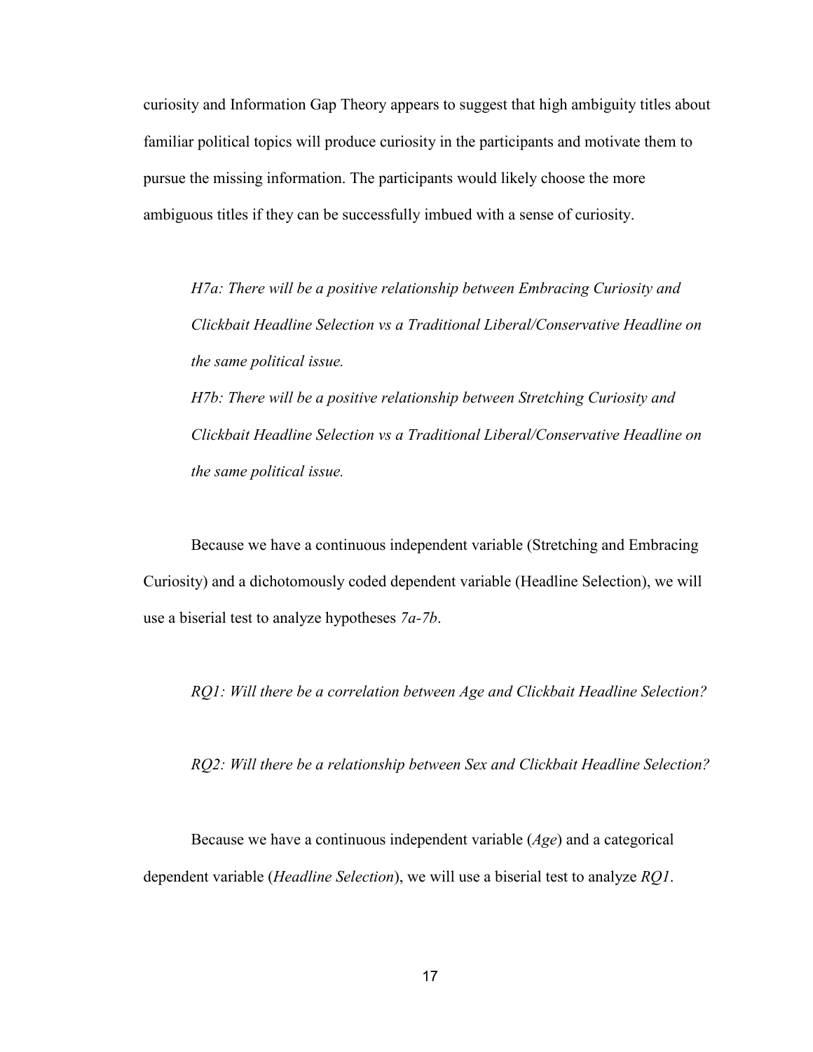curiosity and Information Gap Theory appears to suggest that high ambiguity titles about familiar political topics will produce curiosity in the participants and motivate them to pursue the missing information. The participants would likely choose the more ambiguous titles if they can be successfully imbued with a sense of curiosity.

*H7a: There will be a positive relationship between Embracing Curiosity and Clickbait Headline Selection vs a Traditional Liberal/Conservative Headline on the same political issue.*

*H7b: There will be a positive relationship between Stretching Curiosity and Clickbait Headline Selection vs a Traditional Liberal/Conservative Headline on the same political issue.*

Because we have a continuous independent variable (Stretching and Embracing Curiosity) and a dichotomously coded dependent variable (Headline Selection), we will use a biserial test to analyze hypotheses *7a-7b*.

*RQ1: Will there be a correlation between Age and Clickbait Headline Selection?*

*RQ2: Will there be a relationship between Sex and Clickbait Headline Selection?*

Because we have a continuous independent variable (*Age*) and a categorical dependent variable (*Headline Selection*), we will use a biserial test to analyze *RQ1*.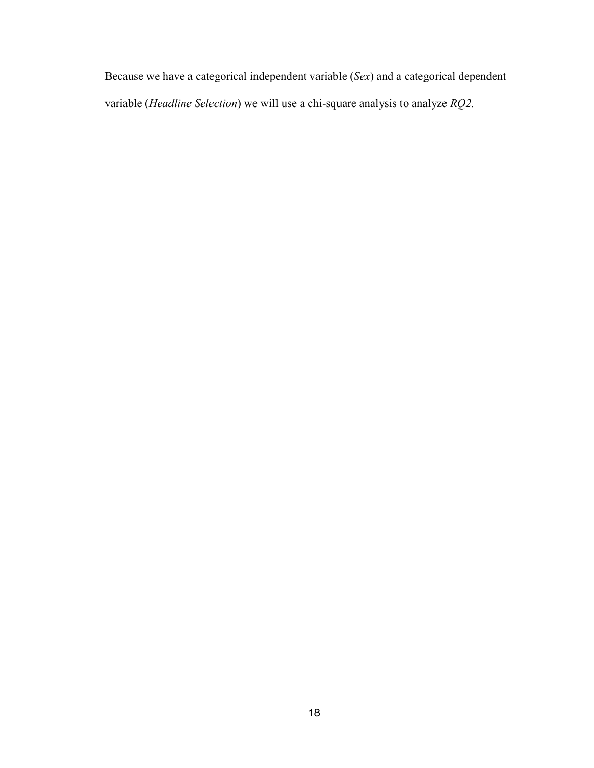Because we have a categorical independent variable (*Sex*) and a categorical dependent variable (*Headline Selection*) we will use a chi-square analysis to analyze *RQ2.*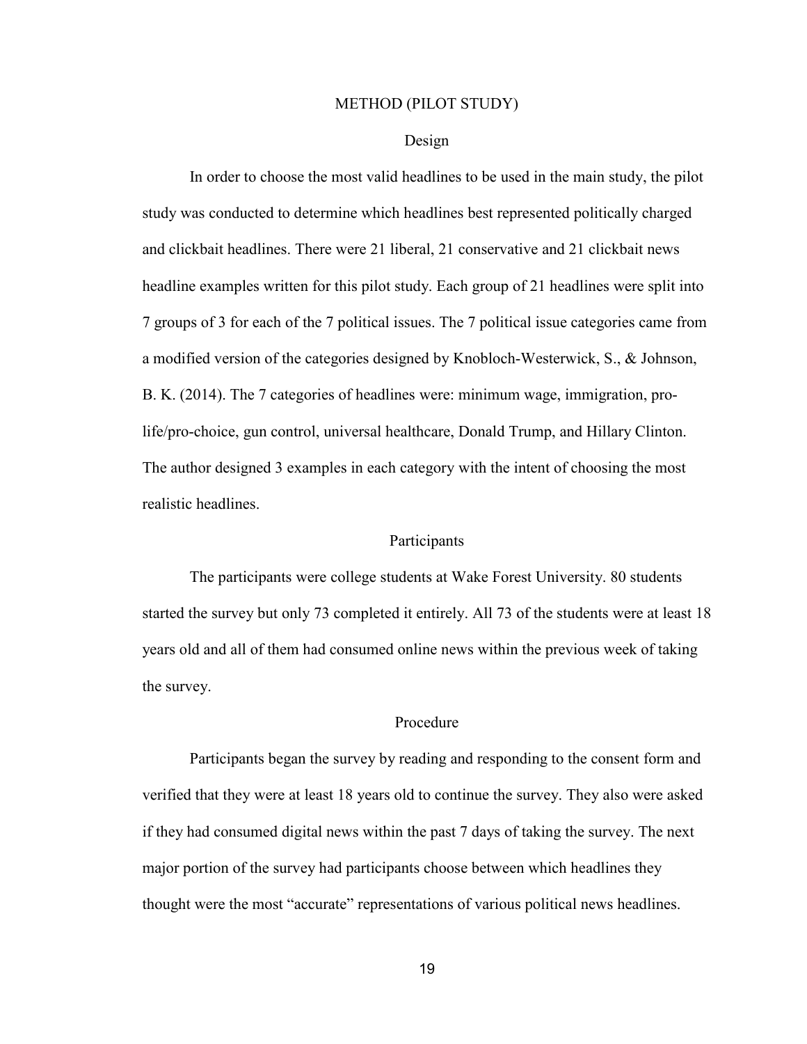# METHOD (PILOT STUDY)

## Design

In order to choose the most valid headlines to be used in the main study, the pilot study was conducted to determine which headlines best represented politically charged and clickbait headlines. There were 21 liberal, 21 conservative and 21 clickbait news headline examples written for this pilot study. Each group of 21 headlines were split into 7 groups of 3 for each of the 7 political issues. The 7 political issue categories came from a modified version of the categories designed by Knobloch-Westerwick, S., & Johnson, B. K. (2014). The 7 categories of headlines were: minimum wage, immigration, pro-life/pro-choice, gun control, universal healthcare, Donald Trump, and Hillary Clinton. The author designed 3 examples in each category with the intent of choosing the most realistic headlines.

## Participants

The participants were college students at Wake Forest University. 80 students started the survey but only 73 completed it entirely. All 73 of the students were at least 18 years old and all of them had consumed online news within the previous week of taking the survey.

## Procedure

Participants began the survey by reading and responding to the consent form and verified that they were at least 18 years old to continue the survey. They also were asked if they had consumed digital news within the past 7 days of taking the survey. The next major portion of the survey had participants choose between which headlines they thought were the most "accurate" representations of various political news headlines.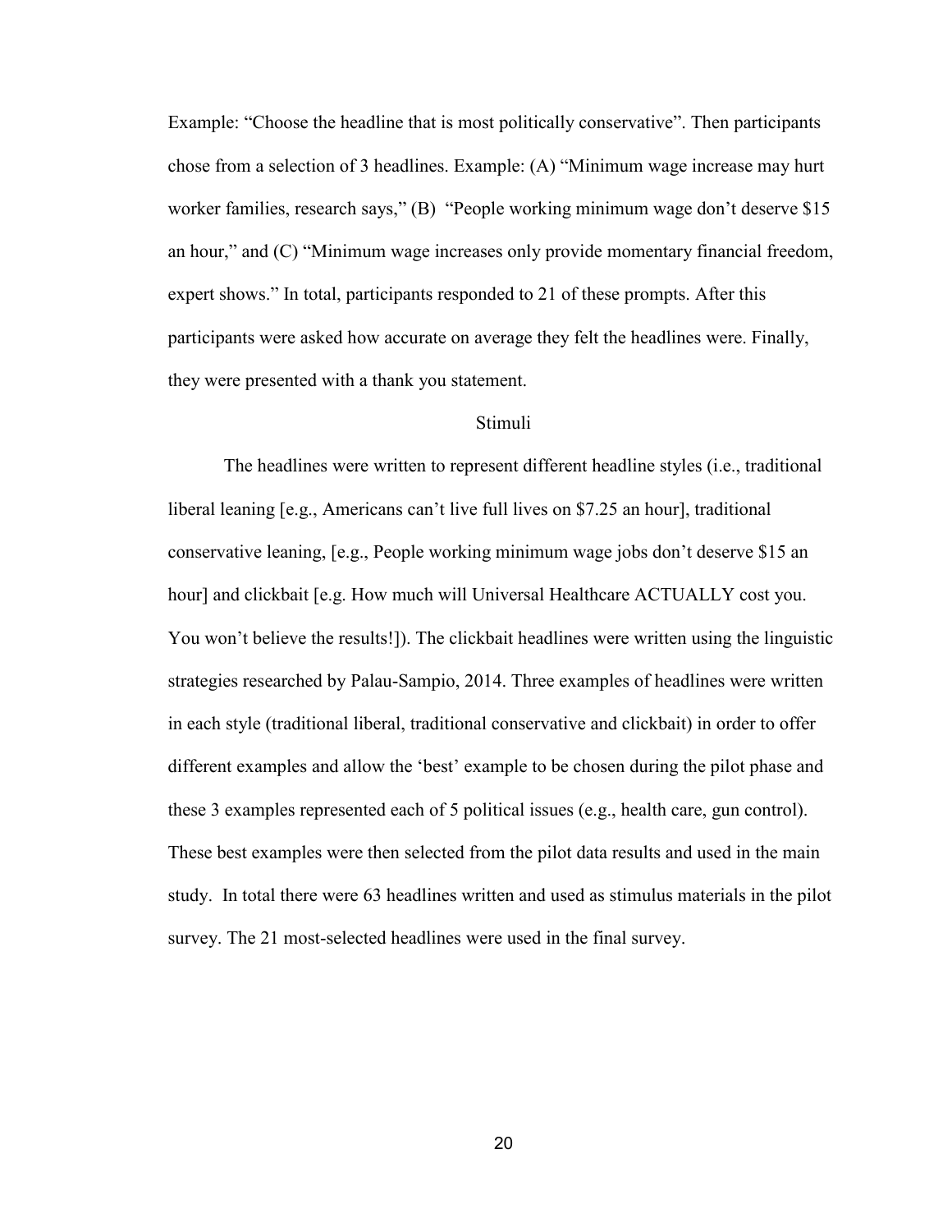Example: “Choose the headline that is most politically conservative”. Then participants chose from a selection of 3 headlines. Example: (A) “Minimum wage increase may hurt worker families, research says,” (B) “People working minimum wage don’t deserve $15 an hour,” and (C) “Minimum wage increases only provide momentary financial freedom, expert shows.” In total, participants responded to 21 of these prompts. After this participants were asked how accurate on average they felt the headlines were. Finally, they were presented with a thank you statement.

## Stimuli

The headlines were written to represent different headline styles (i.e., traditional liberal leaning [e.g., Americans can’t live full lives on $7.25 an hour], traditional conservative leaning, [e.g., People working minimum wage jobs don’t deserve $15 an hour] and clickbait [e.g. How much will Universal Healthcare ACTUALLY cost you. You won’t believe the results!]). The clickbait headlines were written using the linguistic strategies researched by Palau-Sampio, 2014. Three examples of headlines were written in each style (traditional liberal, traditional conservative and clickbait) in order to offer different examples and allow the ‘best’ example to be chosen during the pilot phase and these 3 examples represented each of 5 political issues (e.g., health care, gun control). These best examples were then selected from the pilot data results and used in the main study. In total there were 63 headlines written and used as stimulus materials in the pilot survey. The 21 most-selected headlines were used in the final survey.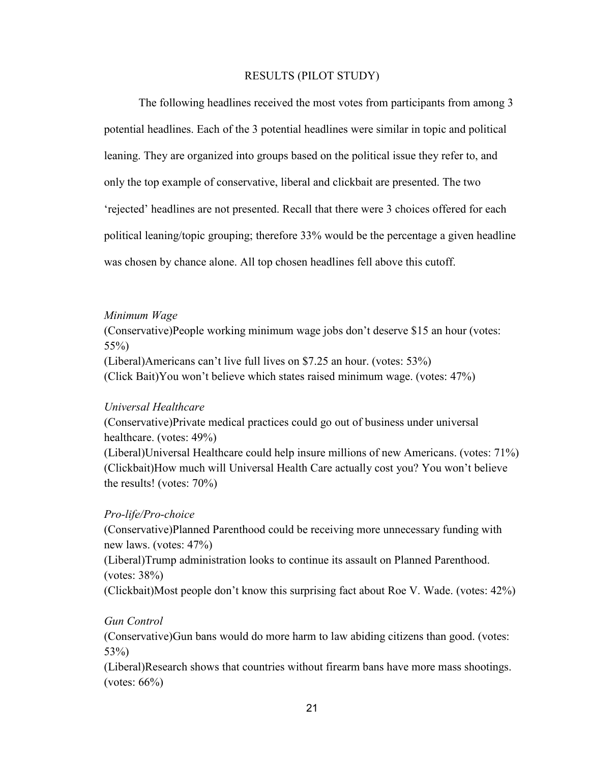## RESULTS (PILOT STUDY)

The following headlines received the most votes from participants from among 3 potential headlines. Each of the 3 potential headlines were similar in topic and political leaning. They are organized into groups based on the political issue they refer to, and only the top example of conservative, liberal and clickbait are presented. The two 'rejected' headlines are not presented. Recall that there were 3 choices offered for each political leaning/topic grouping; therefore 33% would be the percentage a given headline was chosen by chance alone. All top chosen headlines fell above this cutoff.

*Minimum Wage*

(Conservative)People working minimum wage jobs don't deserve $15 an hour (votes: 55%)
(Liberal)Americans can't live full lives on $7.25 an hour. (votes: 53%)
(Click Bait)You won't believe which states raised minimum wage. (votes: 47%)

*Universal Healthcare*

(Conservative)Private medical practices could go out of business under universal healthcare. (votes: 49%)
(Liberal)Universal Healthcare could help insure millions of new Americans. (votes: 71%)
(Clickbait)How much will Universal Health Care actually cost you? You won't believe the results! (votes: 70%)

*Pro-life/Pro-choice*

(Conservative)Planned Parenthood could be receiving more unnecessary funding with new laws. (votes: 47%)
(Liberal)Trump administration looks to continue its assault on Planned Parenthood. (votes: 38%)
(Clickbait)Most people don't know this surprising fact about Roe V. Wade. (votes: 42%)

*Gun Control*

(Conservative)Gun bans would do more harm to law abiding citizens than good. (votes: 53%)
(Liberal)Research shows that countries without firearm bans have more mass shootings. (votes: 66%)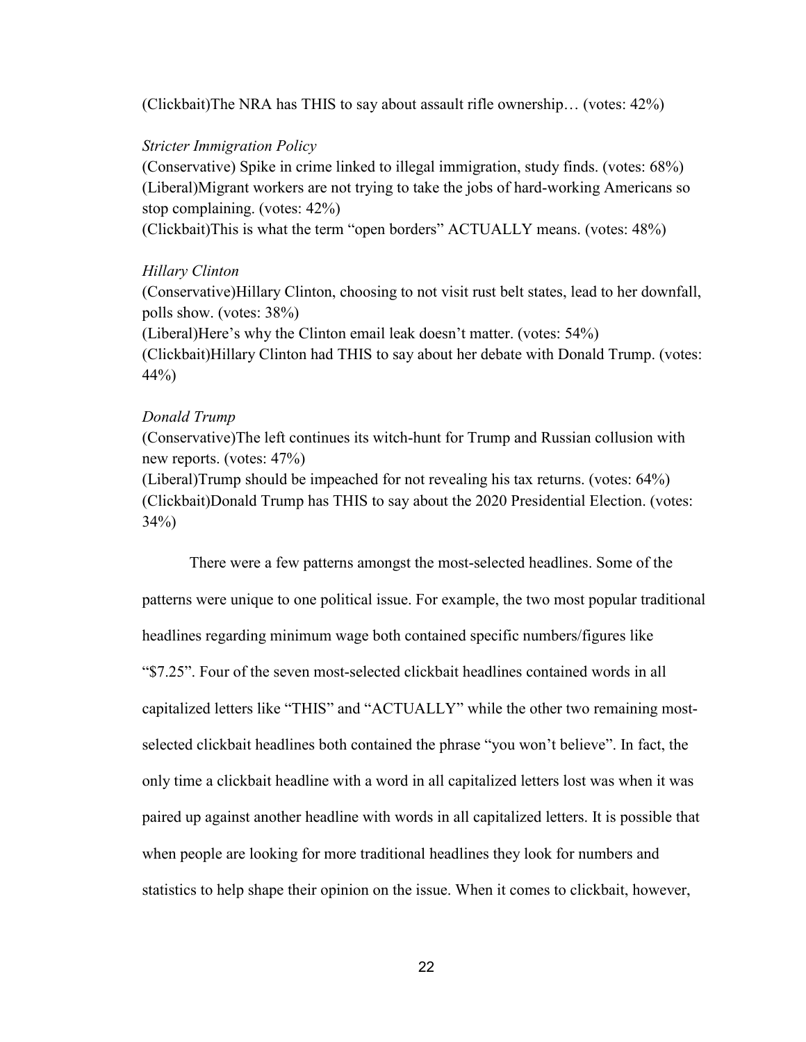(Clickbait)The NRA has THIS to say about assault rifle ownership… (votes: 42%)

*Stricter Immigration Policy*

(Conservative) Spike in crime linked to illegal immigration, study finds. (votes: 68%)
(Liberal)Migrant workers are not trying to take the jobs of hard-working Americans so stop complaining. (votes: 42%)
(Clickbait)This is what the term "open borders" ACTUALLY means. (votes: 48%)

*Hillary Clinton*

(Conservative)Hillary Clinton, choosing to not visit rust belt states, lead to her downfall, polls show. (votes: 38%)
(Liberal)Here's why the Clinton email leak doesn't matter. (votes: 54%)
(Clickbait)Hillary Clinton had THIS to say about her debate with Donald Trump. (votes: 44%)

*Donald Trump*

(Conservative)The left continues its witch-hunt for Trump and Russian collusion with new reports. (votes: 47%)
(Liberal)Trump should be impeached for not revealing his tax returns. (votes: 64%)
(Clickbait)Donald Trump has THIS to say about the 2020 Presidential Election. (votes: 34%)

There were a few patterns amongst the most-selected headlines. Some of the patterns were unique to one political issue. For example, the two most popular traditional headlines regarding minimum wage both contained specific numbers/figures like "$7.25". Four of the seven most-selected clickbait headlines contained words in all capitalized letters like "THIS" and "ACTUALLY" while the other two remaining most-selected clickbait headlines both contained the phrase "you won't believe". In fact, the only time a clickbait headline with a word in all capitalized letters lost was when it was paired up against another headline with words in all capitalized letters. It is possible that when people are looking for more traditional headlines they look for numbers and statistics to help shape their opinion on the issue. When it comes to clickbait, however,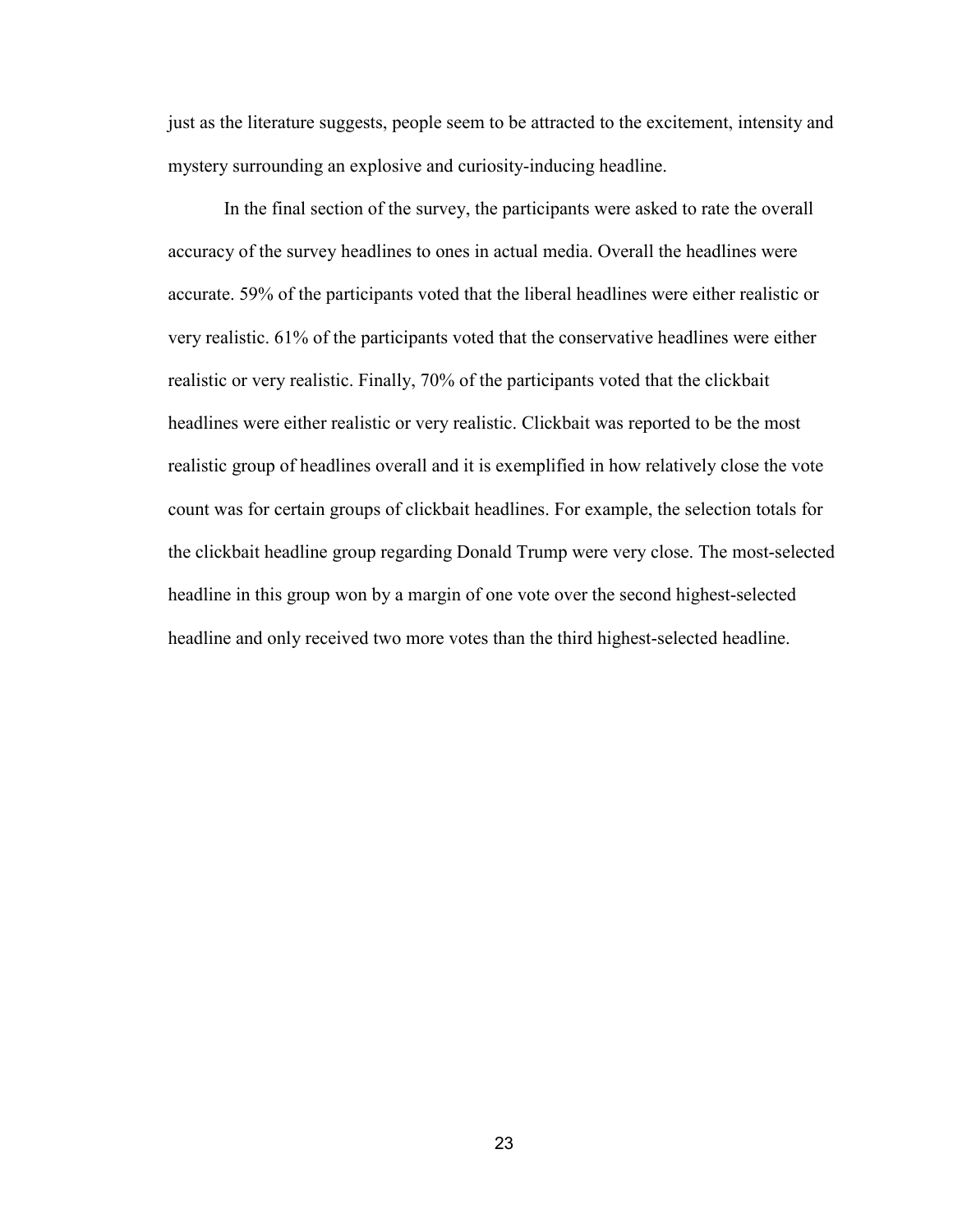just as the literature suggests, people seem to be attracted to the excitement, intensity and mystery surrounding an explosive and curiosity-inducing headline.

In the final section of the survey, the participants were asked to rate the overall accuracy of the survey headlines to ones in actual media. Overall the headlines were accurate. 59% of the participants voted that the liberal headlines were either realistic or very realistic. 61% of the participants voted that the conservative headlines were either realistic or very realistic. Finally, 70% of the participants voted that the clickbait headlines were either realistic or very realistic. Clickbait was reported to be the most realistic group of headlines overall and it is exemplified in how relatively close the vote count was for certain groups of clickbait headlines. For example, the selection totals for the clickbait headline group regarding Donald Trump were very close. The most-selected headline in this group won by a margin of one vote over the second highest-selected headline and only received two more votes than the third highest-selected headline.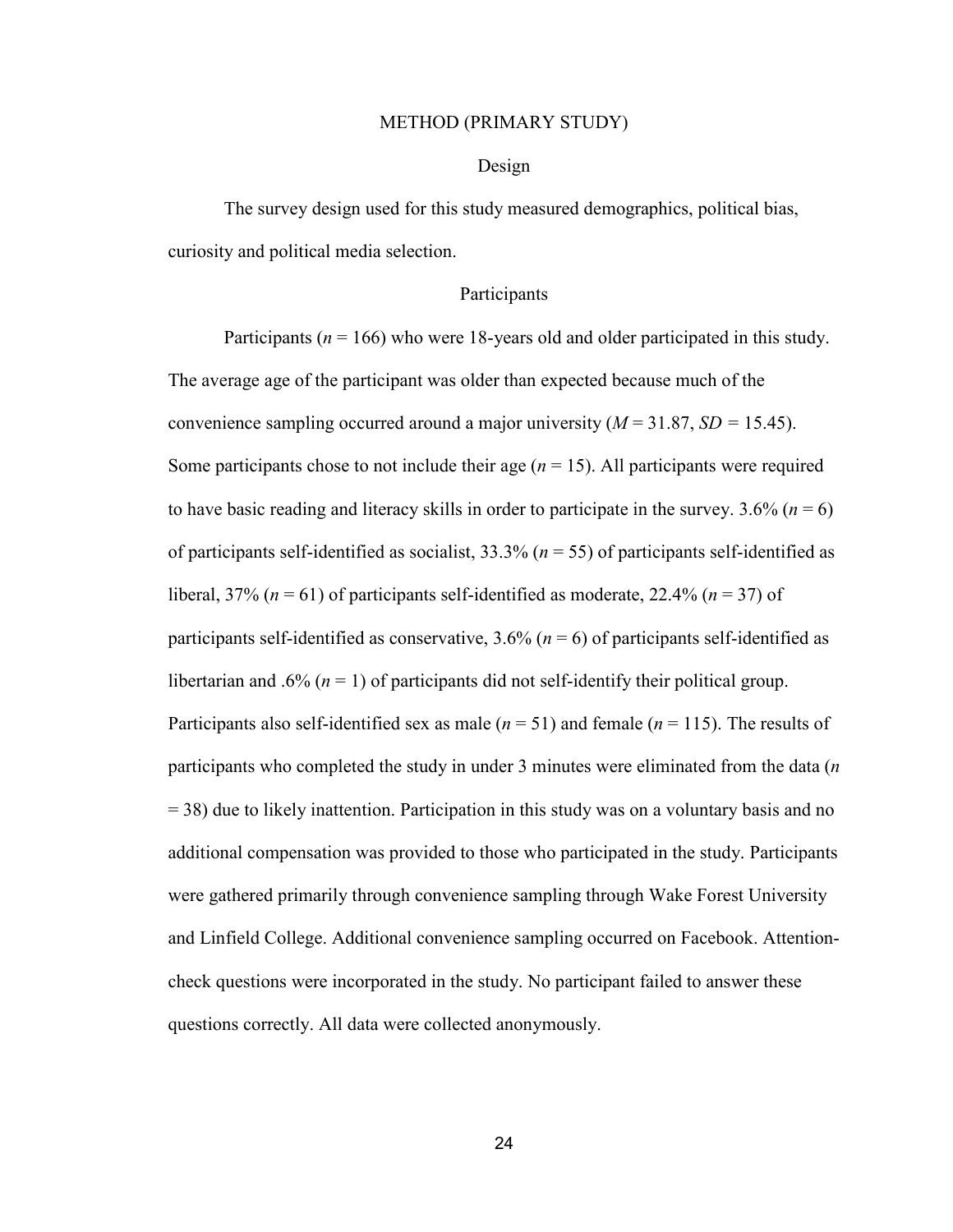# METHOD (PRIMARY STUDY)

## Design

The survey design used for this study measured demographics, political bias, curiosity and political media selection.

## Participants

Participants ($n$ = 166) who were 18-years old and older participated in this study. The average age of the participant was older than expected because much of the convenience sampling occurred around a major university ($M$ = 31.87, $SD$ = 15.45). Some participants chose to not include their age ($n$ = 15). All participants were required to have basic reading and literacy skills in order to participate in the survey. 3.6% ($n$ = 6) of participants self-identified as socialist, 33.3% ($n$ = 55) of participants self-identified as liberal, 37% ($n$ = 61) of participants self-identified as moderate, 22.4% ($n$ = 37) of participants self-identified as conservative, 3.6% ($n$ = 6) of participants self-identified as libertarian and .6% ($n$ = 1) of participants did not self-identify their political group. Participants also self-identified sex as male ($n$ = 51) and female ($n$ = 115). The results of participants who completed the study in under 3 minutes were eliminated from the data ($n$ = 38) due to likely inattention. Participation in this study was on a voluntary basis and no additional compensation was provided to those who participated in the study. Participants were gathered primarily through convenience sampling through Wake Forest University and Linfield College. Additional convenience sampling occurred on Facebook. Attention-check questions were incorporated in the study. No participant failed to answer these questions correctly. All data were collected anonymously.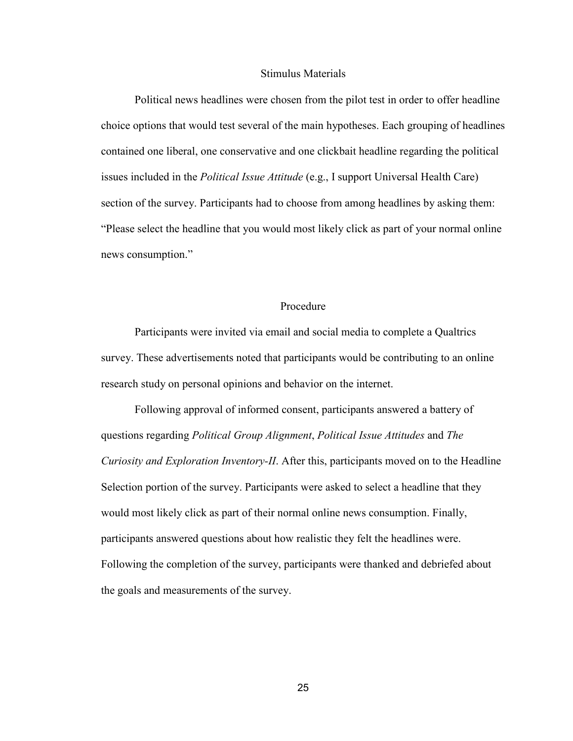## Stimulus Materials

Political news headlines were chosen from the pilot test in order to offer headline choice options that would test several of the main hypotheses. Each grouping of headlines contained one liberal, one conservative and one clickbait headline regarding the political issues included in the *Political Issue Attitude* (e.g., I support Universal Health Care) section of the survey. Participants had to choose from among headlines by asking them: "Please select the headline that you would most likely click as part of your normal online news consumption."

## Procedure

Participants were invited via email and social media to complete a Qualtrics survey. These advertisements noted that participants would be contributing to an online research study on personal opinions and behavior on the internet.

Following approval of informed consent, participants answered a battery of questions regarding *Political Group Alignment*, *Political Issue Attitudes* and *The Curiosity and Exploration Inventory-II*. After this, participants moved on to the Headline Selection portion of the survey. Participants were asked to select a headline that they would most likely click as part of their normal online news consumption. Finally, participants answered questions about how realistic they felt the headlines were. Following the completion of the survey, participants were thanked and debriefed about the goals and measurements of the survey.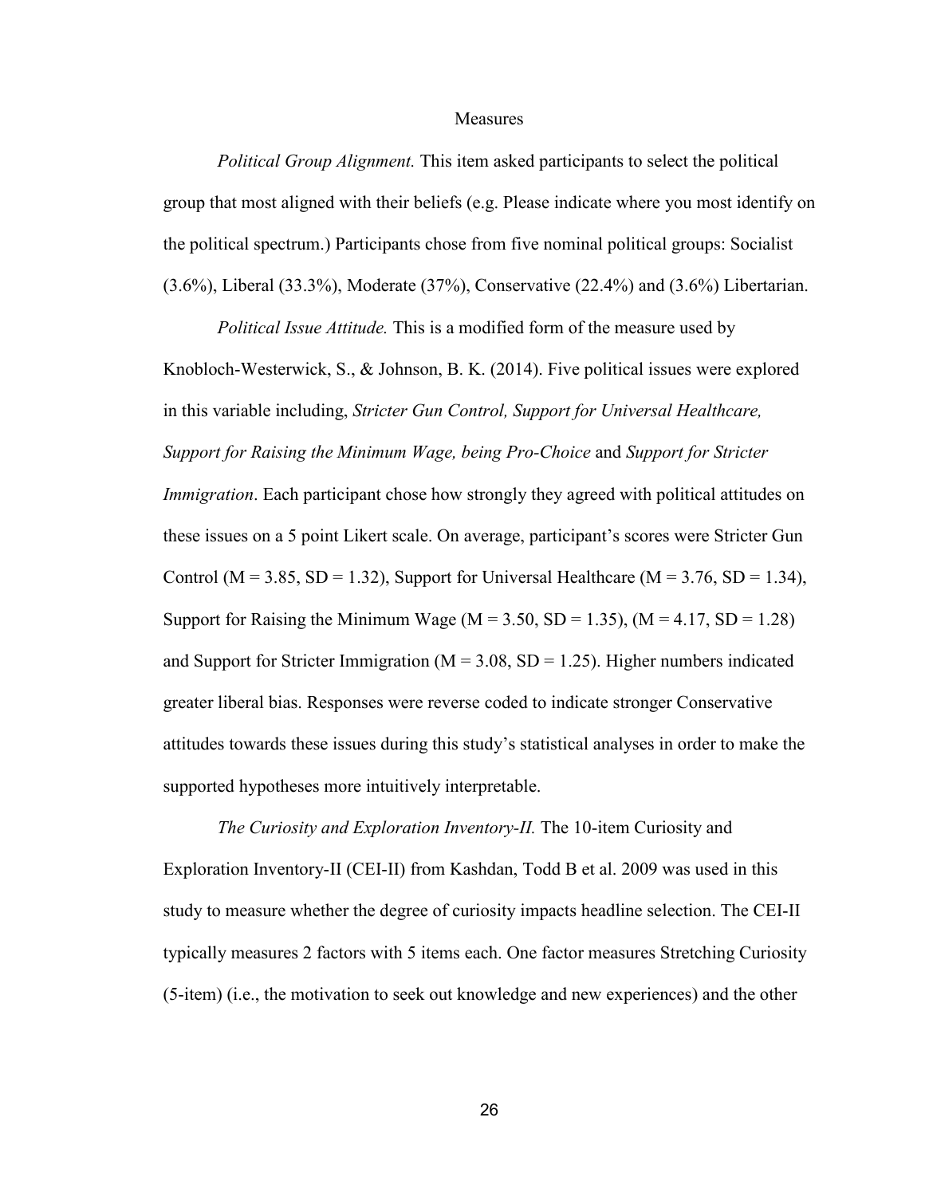# Measures

*Political Group Alignment.* This item asked participants to select the political group that most aligned with their beliefs (e.g. Please indicate where you most identify on the political spectrum.) Participants chose from five nominal political groups: Socialist (3.6%), Liberal (33.3%), Moderate (37%), Conservative (22.4%) and (3.6%) Libertarian.

*Political Issue Attitude.* This is a modified form of the measure used by Knobloch-Westerwick, S., & Johnson, B. K. (2014). Five political issues were explored in this variable including, *Stricter Gun Control, Support for Universal Healthcare, Support for Raising the Minimum Wage, being Pro-Choice* and *Support for Stricter Immigration*. Each participant chose how strongly they agreed with political attitudes on these issues on a 5 point Likert scale. On average, participant's scores were Stricter Gun Control ($M = 3.85$, $SD = 1.32$), Support for Universal Healthcare ($M = 3.76$, $SD = 1.34$), Support for Raising the Minimum Wage ($M = 3.50$, $SD = 1.35$), ($M = 4.17$, $SD = 1.28$) and Support for Stricter Immigration ($M = 3.08$, $SD = 1.25$). Higher numbers indicated greater liberal bias. Responses were reverse coded to indicate stronger Conservative attitudes towards these issues during this study's statistical analyses in order to make the supported hypotheses more intuitively interpretable.

*The Curiosity and Exploration Inventory-II.* The 10-item Curiosity and Exploration Inventory-II (CEI-II) from Kashdan, Todd B et al. 2009 was used in this study to measure whether the degree of curiosity impacts headline selection. The CEI-II typically measures 2 factors with 5 items each. One factor measures Stretching Curiosity (5-item) (i.e., the motivation to seek out knowledge and new experiences) and the other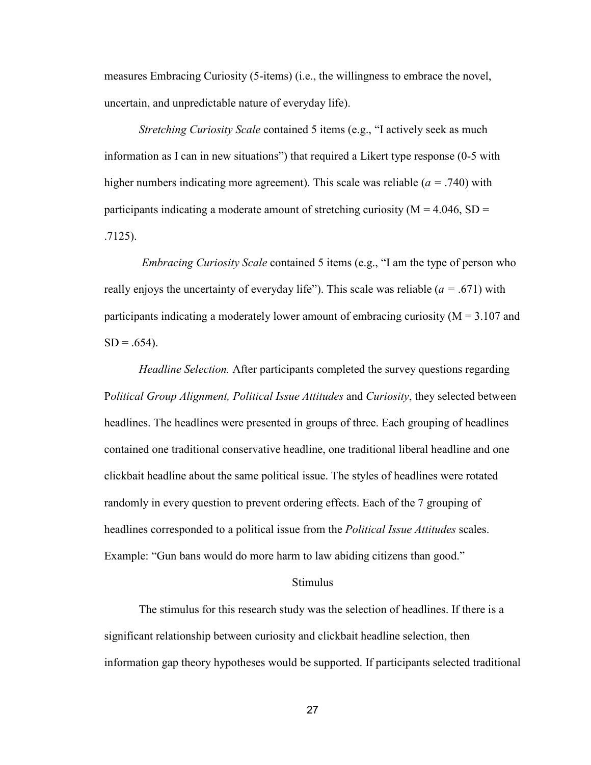measures Embracing Curiosity (5-items) (i.e., the willingness to embrace the novel, uncertain, and unpredictable nature of everyday life).

*Stretching Curiosity Scale* contained 5 items (e.g., "I actively seek as much information as I can in new situations") that required a Likert type response (0-5 with higher numbers indicating more agreement). This scale was reliable ($a$ = .740) with participants indicating a moderate amount of stretching curiosity (M = 4.046, SD = .7125).

*Embracing Curiosity Scale* contained 5 items (e.g., "I am the type of person who really enjoys the uncertainty of everyday life"). This scale was reliable ($a$ = .671) with participants indicating a moderately lower amount of embracing curiosity (M = 3.107 and SD = .654).

*Headline Selection.* After participants completed the survey questions regarding P*olitical Group Alignment, Political Issue Attitudes* and *Curiosity*, they selected between headlines. The headlines were presented in groups of three. Each grouping of headlines contained one traditional conservative headline, one traditional liberal headline and one clickbait headline about the same political issue. The styles of headlines were rotated randomly in every question to prevent ordering effects. Each of the 7 grouping of headlines corresponded to a political issue from the *Political Issue Attitudes* scales. Example: "Gun bans would do more harm to law abiding citizens than good."

## Stimulus

The stimulus for this research study was the selection of headlines. If there is a significant relationship between curiosity and clickbait headline selection, then information gap theory hypotheses would be supported. If participants selected traditional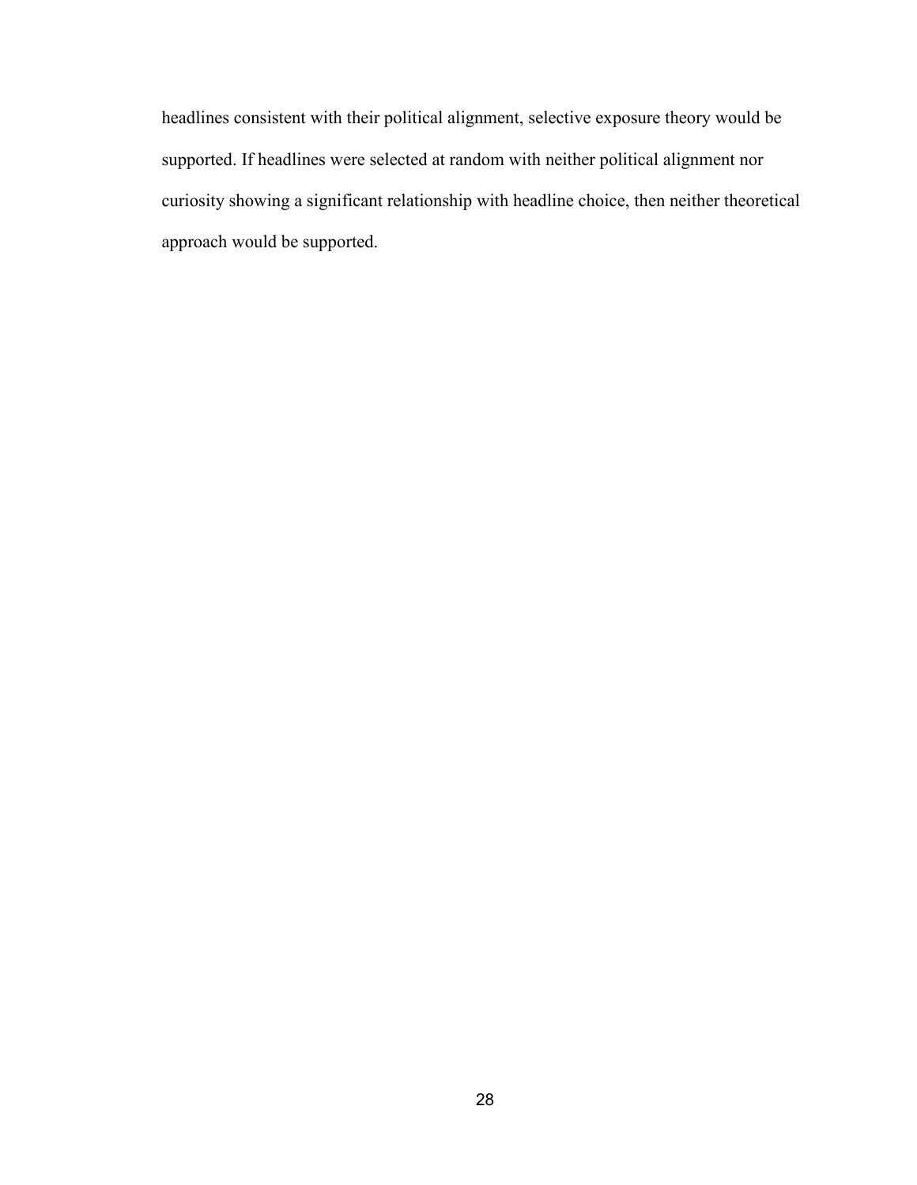headlines consistent with their political alignment, selective exposure theory would be supported. If headlines were selected at random with neither political alignment nor curiosity showing a significant relationship with headline choice, then neither theoretical approach would be supported.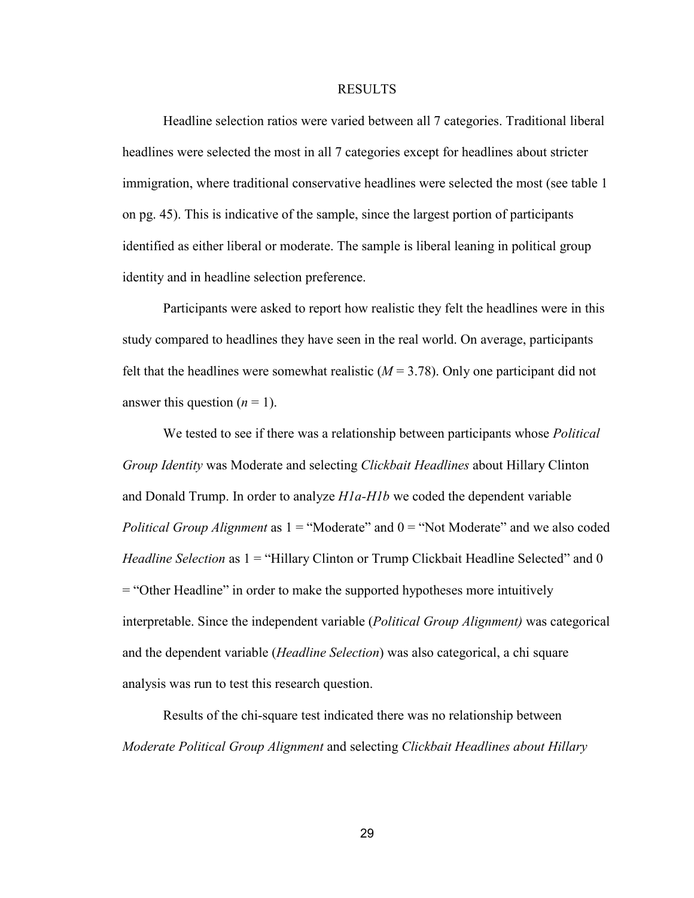# RESULTS

Headline selection ratios were varied between all 7 categories. Traditional liberal headlines were selected the most in all 7 categories except for headlines about stricter immigration, where traditional conservative headlines were selected the most (see table 1 on pg. 45). This is indicative of the sample, since the largest portion of participants identified as either liberal or moderate. The sample is liberal leaning in political group identity and in headline selection preference.

Participants were asked to report how realistic they felt the headlines were in this study compared to headlines they have seen in the real world. On average, participants felt that the headlines were somewhat realistic ($M = 3.78$). Only one participant did not answer this question ($n = 1$).

We tested to see if there was a relationship between participants whose *Political Group Identity* was Moderate and selecting *Clickbait Headlines* about Hillary Clinton and Donald Trump. In order to analyze *H1a-H1b* we coded the dependent variable *Political Group Alignment* as 1 = "Moderate" and 0 = "Not Moderate" and we also coded *Headline Selection* as 1 = "Hillary Clinton or Trump Clickbait Headline Selected" and 0 = "Other Headline" in order to make the supported hypotheses more intuitively interpretable. Since the independent variable (*Political Group Alignment)* was categorical and the dependent variable (*Headline Selection*) was also categorical, a chi square analysis was run to test this research question.

Results of the chi-square test indicated there was no relationship between *Moderate Political Group Alignment* and selecting *Clickbait Headlines about Hillary*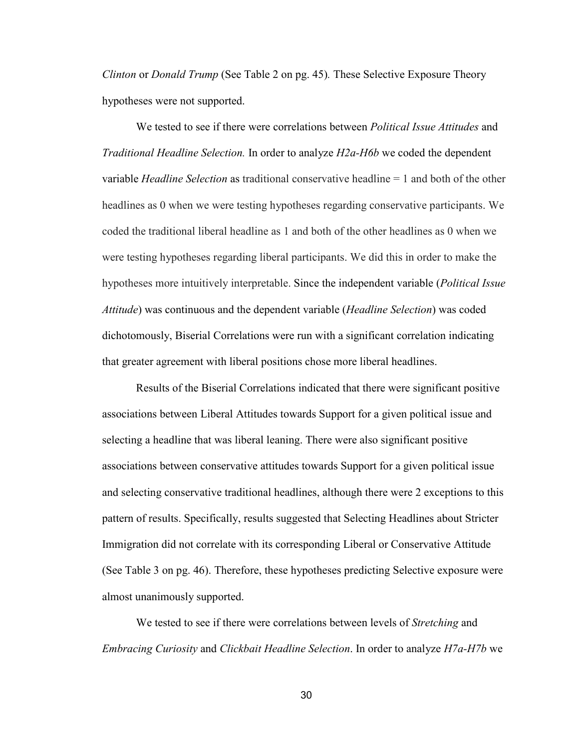*Clinton* or *Donald Trump* (See Table 2 on pg. 45). These Selective Exposure Theory hypotheses were not supported.

We tested to see if there were correlations between *Political Issue Attitudes* and *Traditional Headline Selection.* In order to analyze *H2a-H6b* we coded the dependent variable *Headline Selection* as traditional conservative headline = 1 and both of the other headlines as 0 when we were testing hypotheses regarding conservative participants. We coded the traditional liberal headline as 1 and both of the other headlines as 0 when we were testing hypotheses regarding liberal participants. We did this in order to make the hypotheses more intuitively interpretable. Since the independent variable (*Political Issue Attitude*) was continuous and the dependent variable (*Headline Selection*) was coded dichotomously, Biserial Correlations were run with a significant correlation indicating that greater agreement with liberal positions chose more liberal headlines.

Results of the Biserial Correlations indicated that there were significant positive associations between Liberal Attitudes towards Support for a given political issue and selecting a headline that was liberal leaning. There were also significant positive associations between conservative attitudes towards Support for a given political issue and selecting conservative traditional headlines, although there were 2 exceptions to this pattern of results. Specifically, results suggested that Selecting Headlines about Stricter Immigration did not correlate with its corresponding Liberal or Conservative Attitude (See Table 3 on pg. 46). Therefore, these hypotheses predicting Selective exposure were almost unanimously supported.

We tested to see if there were correlations between levels of *Stretching* and *Embracing Curiosity* and *Clickbait Headline Selection*. In order to analyze *H7a-H7b* we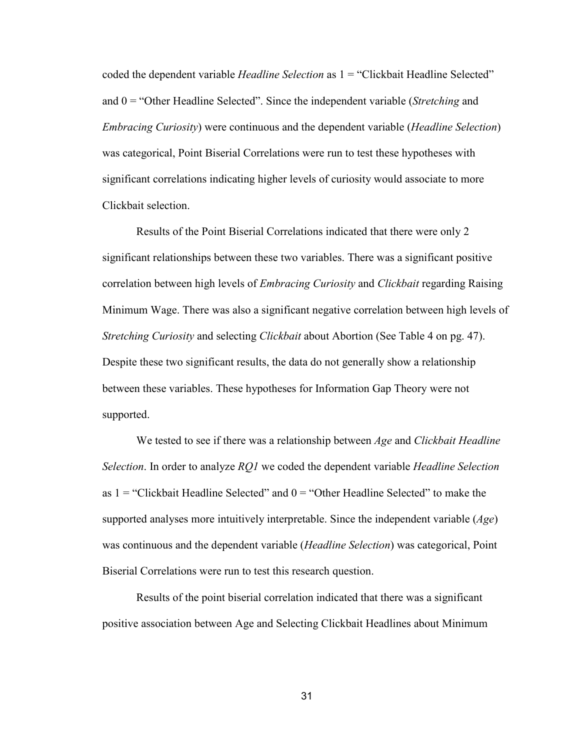coded the dependent variable *Headline Selection* as 1 = "Clickbait Headline Selected" and 0 = "Other Headline Selected". Since the independent variable (*Stretching* and *Embracing Curiosity*) were continuous and the dependent variable (*Headline Selection*) was categorical, Point Biserial Correlations were run to test these hypotheses with significant correlations indicating higher levels of curiosity would associate to more Clickbait selection.

Results of the Point Biserial Correlations indicated that there were only 2 significant relationships between these two variables. There was a significant positive correlation between high levels of *Embracing Curiosity* and *Clickbait* regarding Raising Minimum Wage. There was also a significant negative correlation between high levels of *Stretching Curiosity* and selecting *Clickbait* about Abortion (See Table 4 on pg. 47). Despite these two significant results, the data do not generally show a relationship between these variables. These hypotheses for Information Gap Theory were not supported.

We tested to see if there was a relationship between *Age* and *Clickbait Headline Selection*. In order to analyze *RQ1* we coded the dependent variable *Headline Selection* as 1 = "Clickbait Headline Selected" and 0 = "Other Headline Selected" to make the supported analyses more intuitively interpretable. Since the independent variable (*Age*) was continuous and the dependent variable (*Headline Selection*) was categorical, Point Biserial Correlations were run to test this research question.

Results of the point biserial correlation indicated that there was a significant positive association between Age and Selecting Clickbait Headlines about Minimum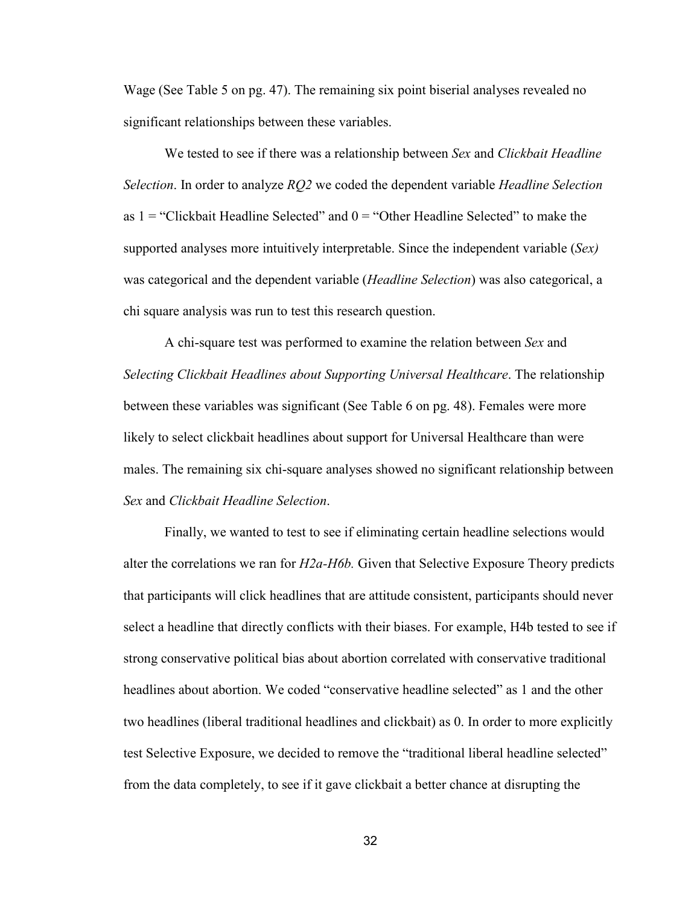Wage (See Table 5 on pg. 47). The remaining six point biserial analyses revealed no significant relationships between these variables.

We tested to see if there was a relationship between *Sex* and *Clickbait Headline Selection*. In order to analyze *RQ2* we coded the dependent variable *Headline Selection* as 1 = "Clickbait Headline Selected" and 0 = "Other Headline Selected" to make the supported analyses more intuitively interpretable. Since the independent variable (*Sex)* was categorical and the dependent variable (*Headline Selection*) was also categorical, a chi square analysis was run to test this research question.

A chi-square test was performed to examine the relation between *Sex* and *Selecting Clickbait Headlines about Supporting Universal Healthcare*. The relationship between these variables was significant (See Table 6 on pg. 48). Females were more likely to select clickbait headlines about support for Universal Healthcare than were males. The remaining six chi-square analyses showed no significant relationship between *Sex* and *Clickbait Headline Selection*.

Finally, we wanted to test to see if eliminating certain headline selections would alter the correlations we ran for *H2a-H6b.* Given that Selective Exposure Theory predicts that participants will click headlines that are attitude consistent, participants should never select a headline that directly conflicts with their biases. For example, H4b tested to see if strong conservative political bias about abortion correlated with conservative traditional headlines about abortion. We coded "conservative headline selected" as 1 and the other two headlines (liberal traditional headlines and clickbait) as 0. In order to more explicitly test Selective Exposure, we decided to remove the "traditional liberal headline selected" from the data completely, to see if it gave clickbait a better chance at disrupting the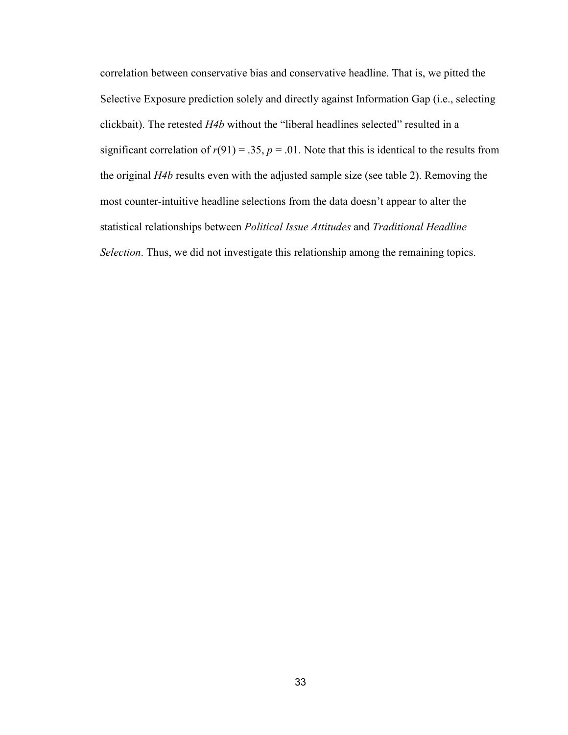correlation between conservative bias and conservative headline. That is, we pitted the Selective Exposure prediction solely and directly against Information Gap (i.e., selecting clickbait). The retested *H4b* without the "liberal headlines selected" resulted in a significant correlation of $r(91) = .35$, $p = .01$. Note that this is identical to the results from the original *H4b* results even with the adjusted sample size (see table 2). Removing the most counter-intuitive headline selections from the data doesn't appear to alter the statistical relationships between *Political Issue Attitudes* and *Traditional Headline Selection*. Thus, we did not investigate this relationship among the remaining topics.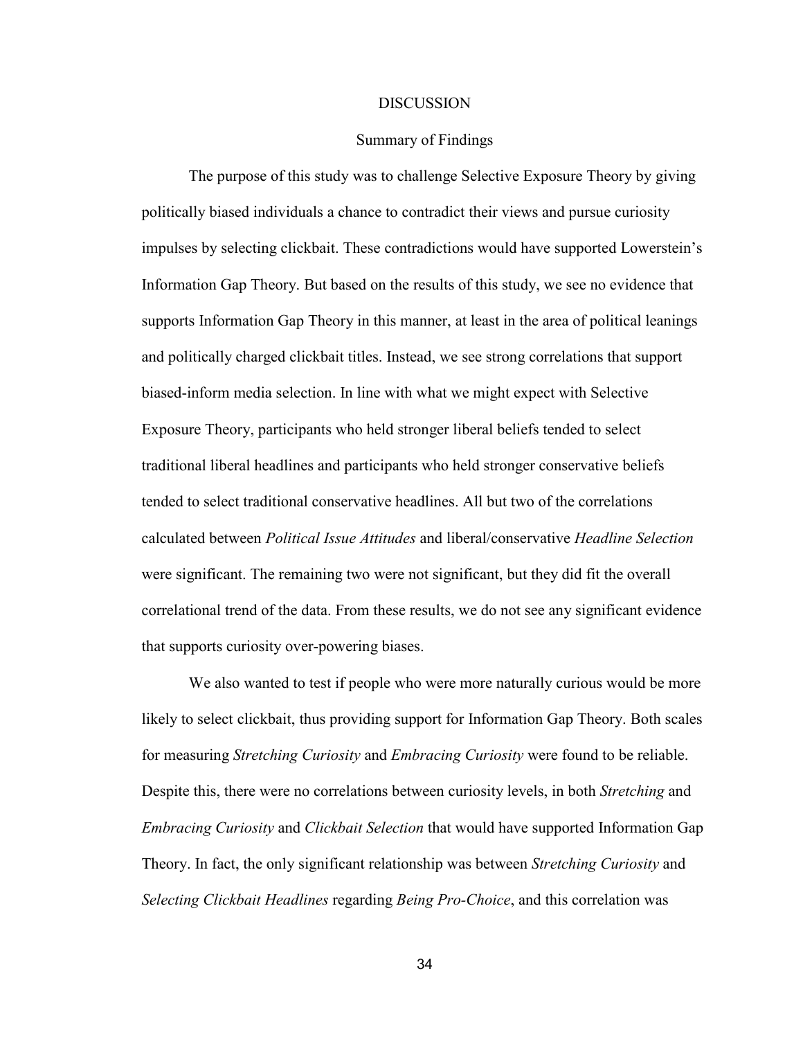# DISCUSSION

## Summary of Findings

The purpose of this study was to challenge Selective Exposure Theory by giving politically biased individuals a chance to contradict their views and pursue curiosity impulses by selecting clickbait. These contradictions would have supported Lowerstein's Information Gap Theory. But based on the results of this study, we see no evidence that supports Information Gap Theory in this manner, at least in the area of political leanings and politically charged clickbait titles. Instead, we see strong correlations that support biased-inform media selection. In line with what we might expect with Selective Exposure Theory, participants who held stronger liberal beliefs tended to select traditional liberal headlines and participants who held stronger conservative beliefs tended to select traditional conservative headlines. All but two of the correlations calculated between *Political Issue Attitudes* and liberal/conservative *Headline Selection* were significant. The remaining two were not significant, but they did fit the overall correlational trend of the data. From these results, we do not see any significant evidence that supports curiosity over-powering biases.

We also wanted to test if people who were more naturally curious would be more likely to select clickbait, thus providing support for Information Gap Theory. Both scales for measuring *Stretching Curiosity* and *Embracing Curiosity* were found to be reliable. Despite this, there were no correlations between curiosity levels, in both *Stretching* and *Embracing Curiosity* and *Clickbait Selection* that would have supported Information Gap Theory. In fact, the only significant relationship was between *Stretching Curiosity* and *Selecting Clickbait Headlines* regarding *Being Pro-Choice*, and this correlation was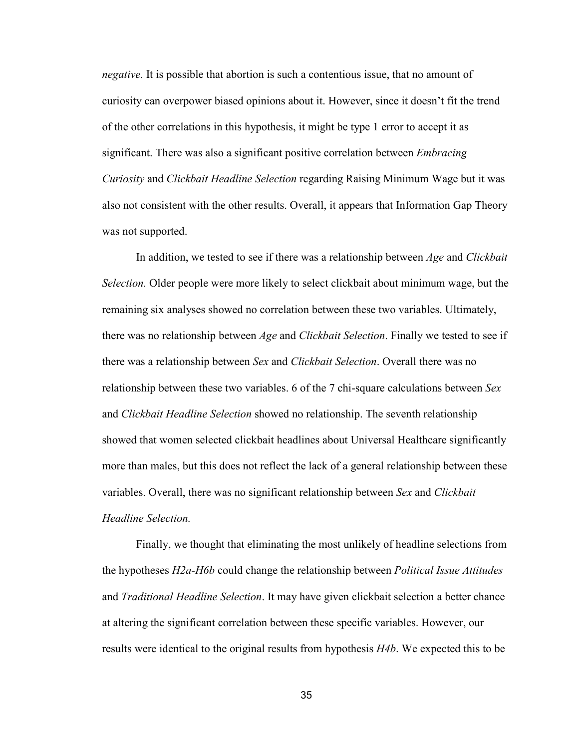*negative.* It is possible that abortion is such a contentious issue, that no amount of curiosity can overpower biased opinions about it. However, since it doesn't fit the trend of the other correlations in this hypothesis, it might be type 1 error to accept it as significant. There was also a significant positive correlation between *Embracing Curiosity* and *Clickbait Headline Selection* regarding Raising Minimum Wage but it was also not consistent with the other results. Overall, it appears that Information Gap Theory was not supported.

In addition, we tested to see if there was a relationship between *Age* and *Clickbait Selection.* Older people were more likely to select clickbait about minimum wage, but the remaining six analyses showed no correlation between these two variables. Ultimately, there was no relationship between *Age* and *Clickbait Selection*. Finally we tested to see if there was a relationship between *Sex* and *Clickbait Selection*. Overall there was no relationship between these two variables. 6 of the 7 chi-square calculations between *Sex* and *Clickbait Headline Selection* showed no relationship. The seventh relationship showed that women selected clickbait headlines about Universal Healthcare significantly more than males, but this does not reflect the lack of a general relationship between these variables. Overall, there was no significant relationship between *Sex* and *Clickbait Headline Selection.*

Finally, we thought that eliminating the most unlikely of headline selections from the hypotheses *H2a-H6b* could change the relationship between *Political Issue Attitudes* and *Traditional Headline Selection*. It may have given clickbait selection a better chance at altering the significant correlation between these specific variables. However, our results were identical to the original results from hypothesis *H4b*. We expected this to be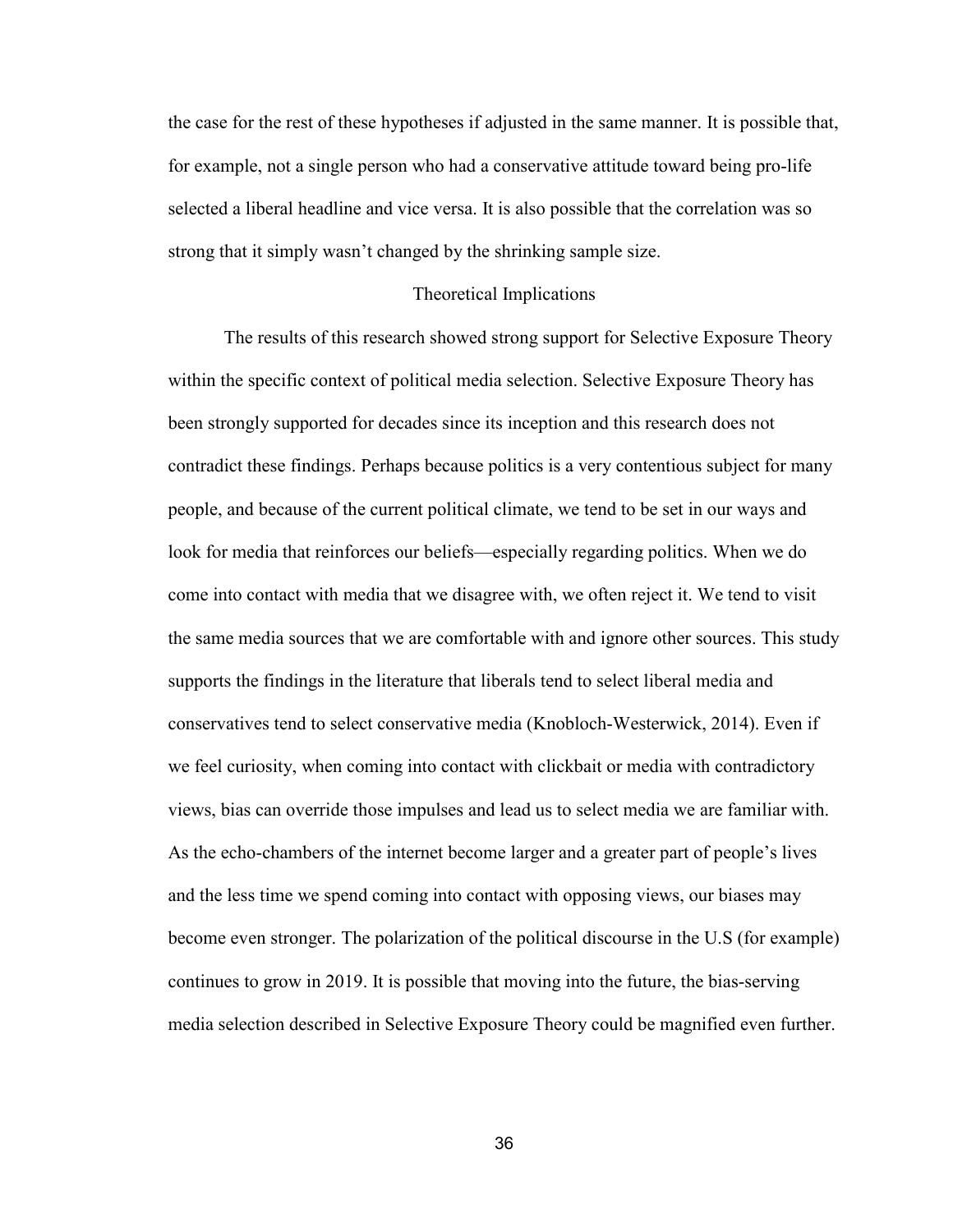the case for the rest of these hypotheses if adjusted in the same manner. It is possible that, for example, not a single person who had a conservative attitude toward being pro-life selected a liberal headline and vice versa. It is also possible that the correlation was so strong that it simply wasn't changed by the shrinking sample size.

## Theoretical Implications

The results of this research showed strong support for Selective Exposure Theory within the specific context of political media selection. Selective Exposure Theory has been strongly supported for decades since its inception and this research does not contradict these findings. Perhaps because politics is a very contentious subject for many people, and because of the current political climate, we tend to be set in our ways and look for media that reinforces our beliefs—especially regarding politics. When we do come into contact with media that we disagree with, we often reject it. We tend to visit the same media sources that we are comfortable with and ignore other sources. This study supports the findings in the literature that liberals tend to select liberal media and conservatives tend to select conservative media (Knobloch-Westerwick, 2014). Even if we feel curiosity, when coming into contact with clickbait or media with contradictory views, bias can override those impulses and lead us to select media we are familiar with. As the echo-chambers of the internet become larger and a greater part of people's lives and the less time we spend coming into contact with opposing views, our biases may become even stronger. The polarization of the political discourse in the U.S (for example) continues to grow in 2019. It is possible that moving into the future, the bias-serving media selection described in Selective Exposure Theory could be magnified even further.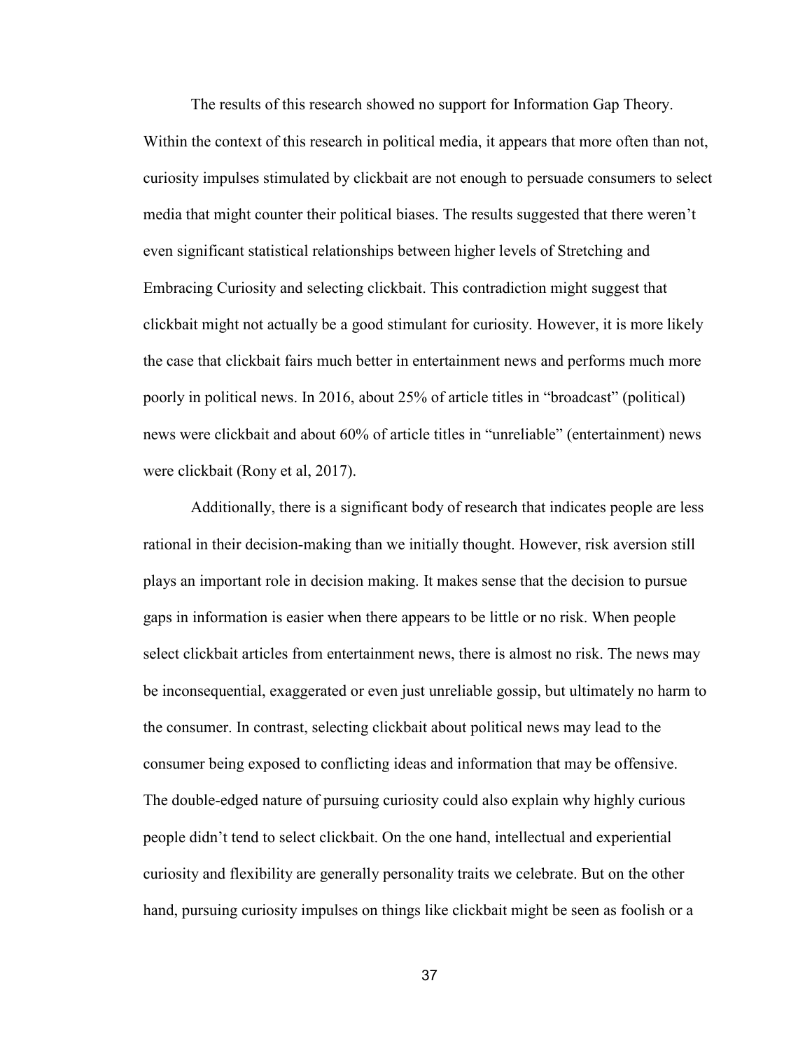The results of this research showed no support for Information Gap Theory. Within the context of this research in political media, it appears that more often than not, curiosity impulses stimulated by clickbait are not enough to persuade consumers to select media that might counter their political biases. The results suggested that there weren't even significant statistical relationships between higher levels of Stretching and Embracing Curiosity and selecting clickbait. This contradiction might suggest that clickbait might not actually be a good stimulant for curiosity. However, it is more likely the case that clickbait fairs much better in entertainment news and performs much more poorly in political news. In 2016, about 25% of article titles in "broadcast" (political) news were clickbait and about 60% of article titles in "unreliable" (entertainment) news were clickbait (Rony et al, 2017).

Additionally, there is a significant body of research that indicates people are less rational in their decision-making than we initially thought. However, risk aversion still plays an important role in decision making. It makes sense that the decision to pursue gaps in information is easier when there appears to be little or no risk. When people select clickbait articles from entertainment news, there is almost no risk. The news may be inconsequential, exaggerated or even just unreliable gossip, but ultimately no harm to the consumer. In contrast, selecting clickbait about political news may lead to the consumer being exposed to conflicting ideas and information that may be offensive. The double-edged nature of pursuing curiosity could also explain why highly curious people didn't tend to select clickbait. On the one hand, intellectual and experiential curiosity and flexibility are generally personality traits we celebrate. But on the other hand, pursuing curiosity impulses on things like clickbait might be seen as foolish or a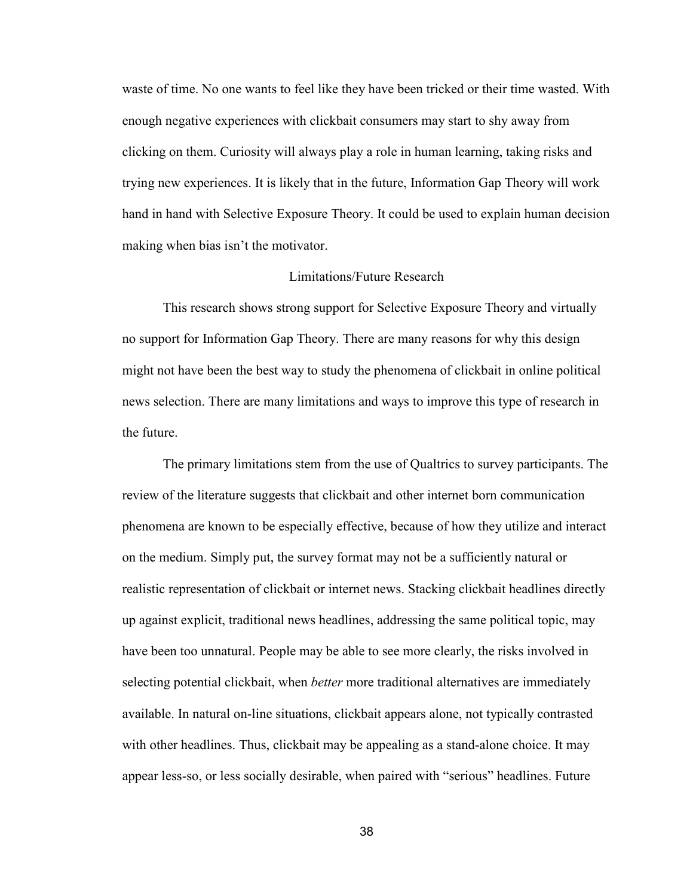waste of time. No one wants to feel like they have been tricked or their time wasted. With enough negative experiences with clickbait consumers may start to shy away from clicking on them. Curiosity will always play a role in human learning, taking risks and trying new experiences. It is likely that in the future, Information Gap Theory will work hand in hand with Selective Exposure Theory. It could be used to explain human decision making when bias isn't the motivator.

## Limitations/Future Research

This research shows strong support for Selective Exposure Theory and virtually no support for Information Gap Theory. There are many reasons for why this design might not have been the best way to study the phenomena of clickbait in online political news selection. There are many limitations and ways to improve this type of research in the future.

The primary limitations stem from the use of Qualtrics to survey participants. The review of the literature suggests that clickbait and other internet born communication phenomena are known to be especially effective, because of how they utilize and interact on the medium. Simply put, the survey format may not be a sufficiently natural or realistic representation of clickbait or internet news. Stacking clickbait headlines directly up against explicit, traditional news headlines, addressing the same political topic, may have been too unnatural. People may be able to see more clearly, the risks involved in selecting potential clickbait, when *better* more traditional alternatives are immediately available. In natural on-line situations, clickbait appears alone, not typically contrasted with other headlines. Thus, clickbait may be appealing as a stand-alone choice. It may appear less-so, or less socially desirable, when paired with "serious" headlines. Future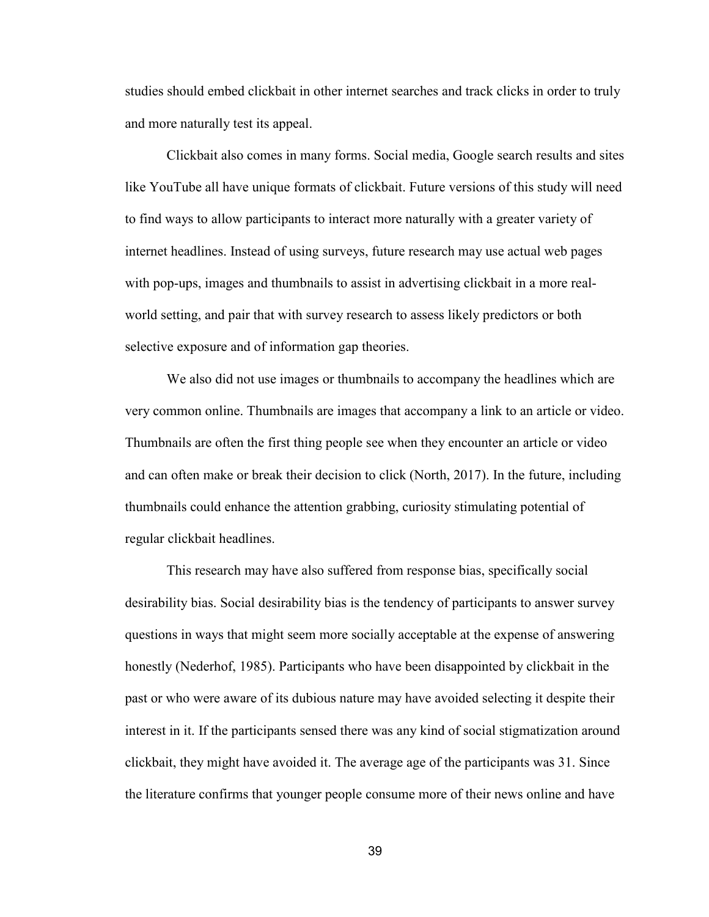studies should embed clickbait in other internet searches and track clicks in order to truly and more naturally test its appeal.

Clickbait also comes in many forms. Social media, Google search results and sites like YouTube all have unique formats of clickbait. Future versions of this study will need to find ways to allow participants to interact more naturally with a greater variety of internet headlines. Instead of using surveys, future research may use actual web pages with pop-ups, images and thumbnails to assist in advertising clickbait in a more real-world setting, and pair that with survey research to assess likely predictors or both selective exposure and of information gap theories.

We also did not use images or thumbnails to accompany the headlines which are very common online. Thumbnails are images that accompany a link to an article or video. Thumbnails are often the first thing people see when they encounter an article or video and can often make or break their decision to click (North, 2017). In the future, including thumbnails could enhance the attention grabbing, curiosity stimulating potential of regular clickbait headlines.

This research may have also suffered from response bias, specifically social desirability bias. Social desirability bias is the tendency of participants to answer survey questions in ways that might seem more socially acceptable at the expense of answering honestly (Nederhof, 1985). Participants who have been disappointed by clickbait in the past or who were aware of its dubious nature may have avoided selecting it despite their interest in it. If the participants sensed there was any kind of social stigmatization around clickbait, they might have avoided it. The average age of the participants was 31. Since the literature confirms that younger people consume more of their news online and have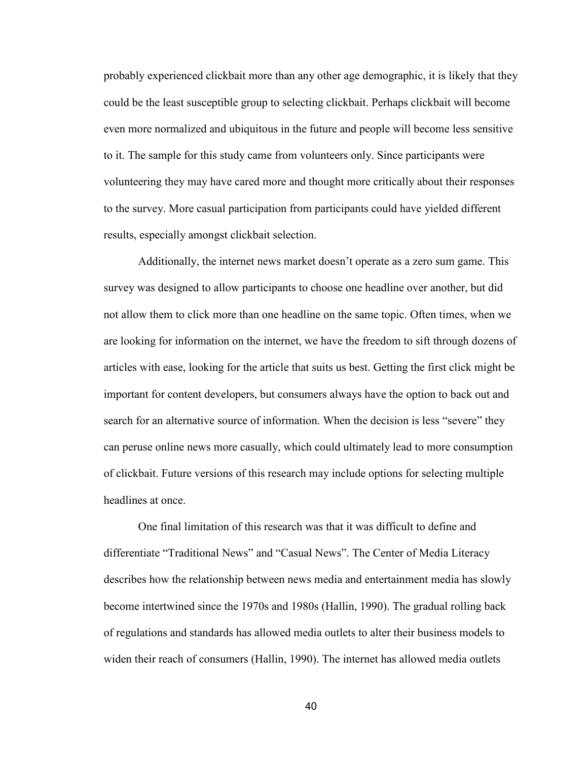probably experienced clickbait more than any other age demographic, it is likely that they could be the least susceptible group to selecting clickbait. Perhaps clickbait will become even more normalized and ubiquitous in the future and people will become less sensitive to it. The sample for this study came from volunteers only. Since participants were volunteering they may have cared more and thought more critically about their responses to the survey. More casual participation from participants could have yielded different results, especially amongst clickbait selection.

Additionally, the internet news market doesn't operate as a zero sum game. This survey was designed to allow participants to choose one headline over another, but did not allow them to click more than one headline on the same topic. Often times, when we are looking for information on the internet, we have the freedom to sift through dozens of articles with ease, looking for the article that suits us best. Getting the first click might be important for content developers, but consumers always have the option to back out and search for an alternative source of information. When the decision is less "severe" they can peruse online news more casually, which could ultimately lead to more consumption of clickbait. Future versions of this research may include options for selecting multiple headlines at once.

One final limitation of this research was that it was difficult to define and differentiate "Traditional News" and "Casual News". The Center of Media Literacy describes how the relationship between news media and entertainment media has slowly become intertwined since the 1970s and 1980s (Hallin, 1990). The gradual rolling back of regulations and standards has allowed media outlets to alter their business models to widen their reach of consumers (Hallin, 1990). The internet has allowed media outlets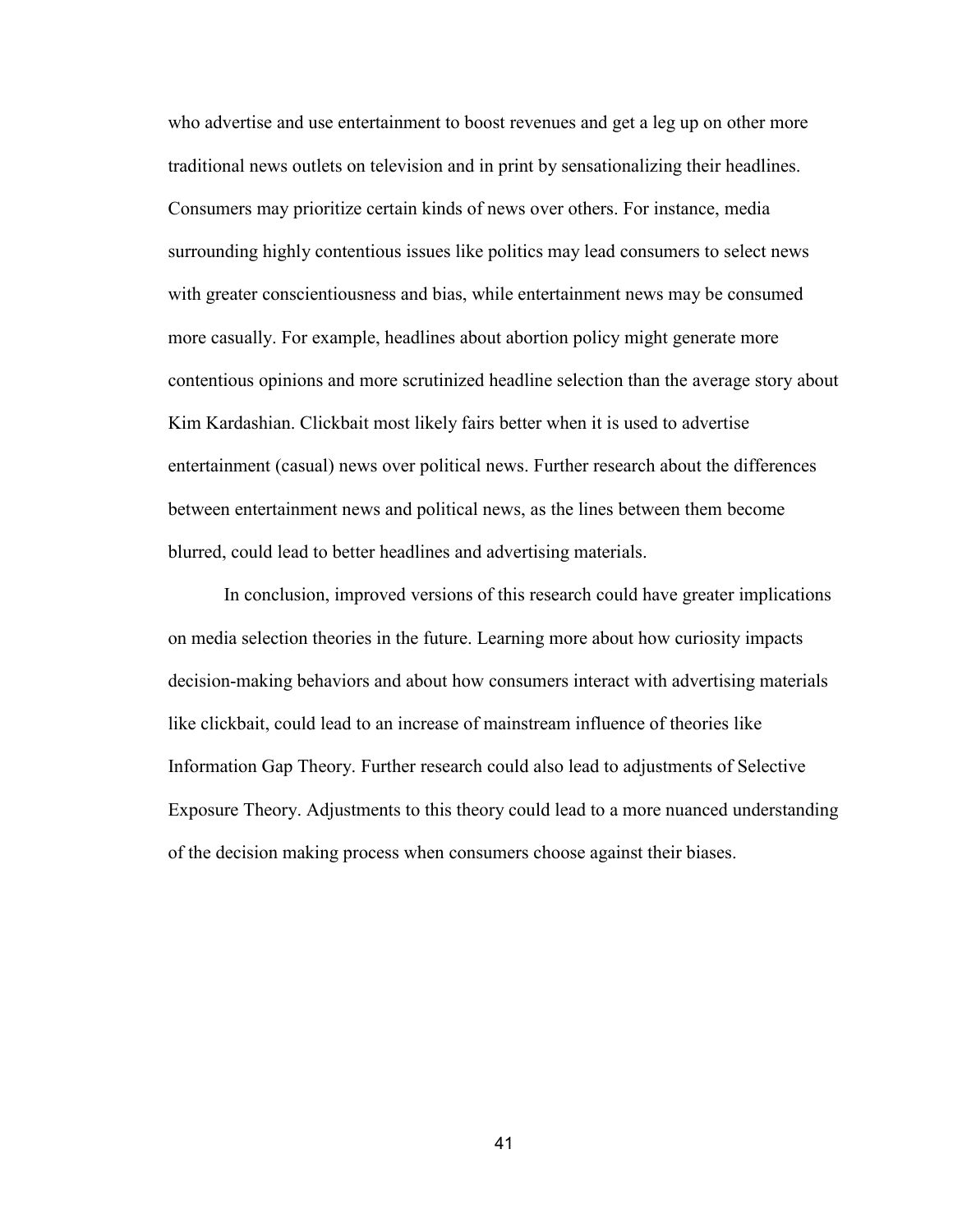who advertise and use entertainment to boost revenues and get a leg up on other more traditional news outlets on television and in print by sensationalizing their headlines. Consumers may prioritize certain kinds of news over others. For instance, media surrounding highly contentious issues like politics may lead consumers to select news with greater conscientiousness and bias, while entertainment news may be consumed more casually. For example, headlines about abortion policy might generate more contentious opinions and more scrutinized headline selection than the average story about Kim Kardashian. Clickbait most likely fairs better when it is used to advertise entertainment (casual) news over political news. Further research about the differences between entertainment news and political news, as the lines between them become blurred, could lead to better headlines and advertising materials.

In conclusion, improved versions of this research could have greater implications on media selection theories in the future. Learning more about how curiosity impacts decision-making behaviors and about how consumers interact with advertising materials like clickbait, could lead to an increase of mainstream influence of theories like Information Gap Theory. Further research could also lead to adjustments of Selective Exposure Theory. Adjustments to this theory could lead to a more nuanced understanding of the decision making process when consumers choose against their biases.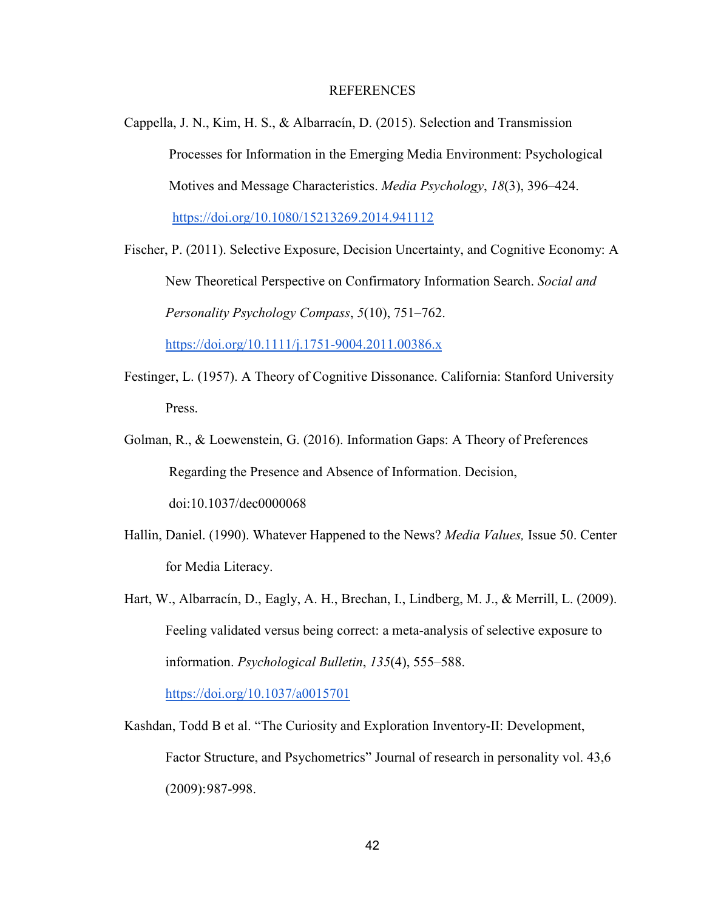# REFERENCES

Cappella, J. N., Kim, H. S., & Albarracín, D. (2015). Selection and Transmission Processes for Information in the Emerging Media Environment: Psychological Motives and Message Characteristics. *Media Psychology*, *18*(3), 396–424. https://doi.org/10.1080/15213269.2014.941112

Fischer, P. (2011). Selective Exposure, Decision Uncertainty, and Cognitive Economy: A New Theoretical Perspective on Confirmatory Information Search. *Social and Personality Psychology Compass*, *5*(10), 751–762. https://doi.org/10.1111/j.1751-9004.2011.00386.x

Festinger, L. (1957). A Theory of Cognitive Dissonance. California: Stanford University Press.

Golman, R., & Loewenstein, G. (2016). Information Gaps: A Theory of Preferences Regarding the Presence and Absence of Information. Decision, doi:10.1037/dec0000068

Hallin, Daniel. (1990). Whatever Happened to the News? *Media Values,* Issue 50. Center for Media Literacy.

Hart, W., Albarracín, D., Eagly, A. H., Brechan, I., Lindberg, M. J., & Merrill, L. (2009). Feeling validated versus being correct: a meta-analysis of selective exposure to information. *Psychological Bulletin*, *135*(4), 555–588. https://doi.org/10.1037/a0015701

Kashdan, Todd B et al. "The Curiosity and Exploration Inventory-II: Development, Factor Structure, and Psychometrics" Journal of research in personality vol. 43,6 (2009):987-998.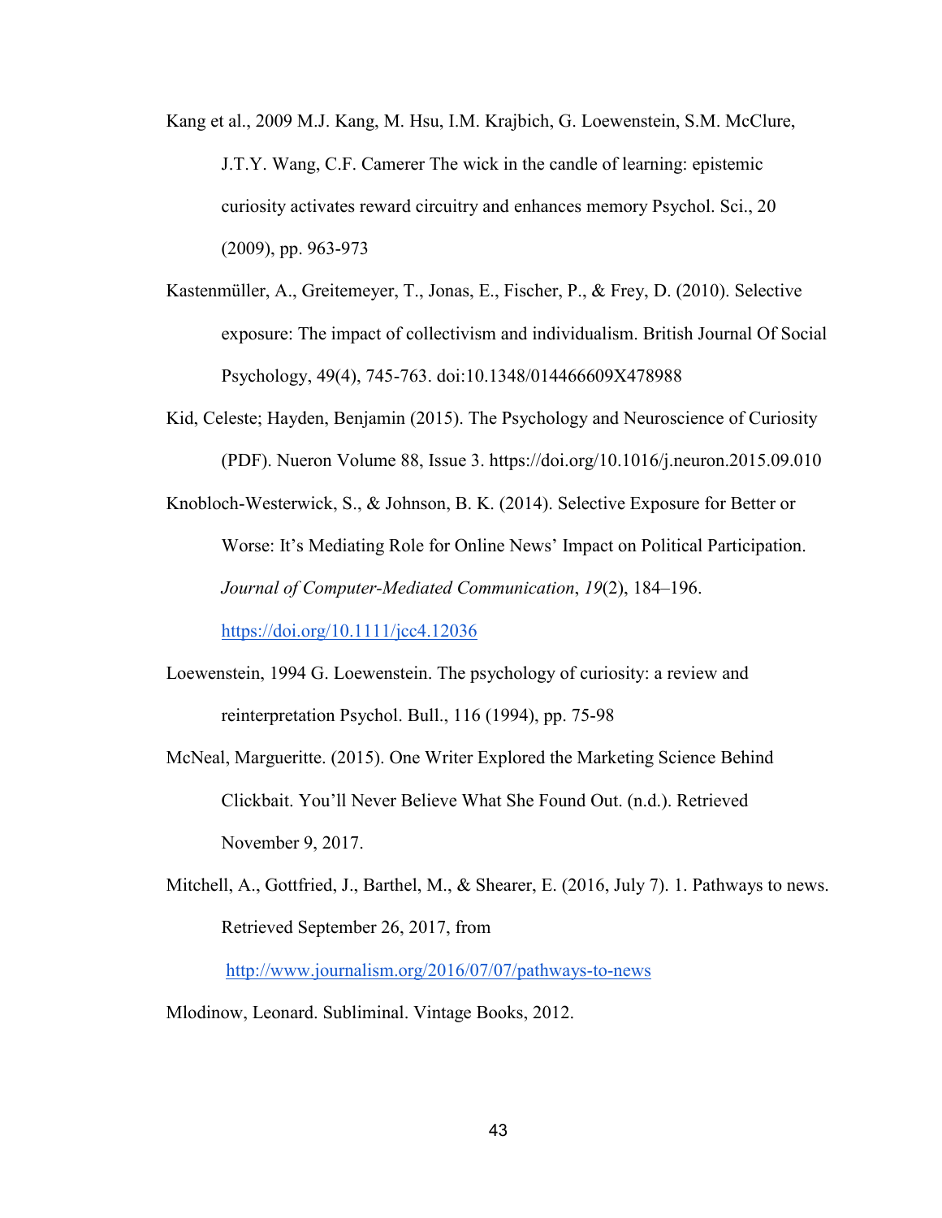Kang et al., 2009 M.J. Kang, M. Hsu, I.M. Krajbich, G. Loewenstein, S.M. McClure, J.T.Y. Wang, C.F. Camerer The wick in the candle of learning: epistemic curiosity activates reward circuitry and enhances memory Psychol. Sci., 20 (2009), pp. 963-973

Kastenmüller, A., Greitemeyer, T., Jonas, E., Fischer, P., & Frey, D. (2010). Selective exposure: The impact of collectivism and individualism. British Journal Of Social Psychology, 49(4), 745-763. doi:10.1348/014466609X478988

Kid, Celeste; Hayden, Benjamin (2015). The Psychology and Neuroscience of Curiosity (PDF). Nueron Volume 88, Issue 3. https://doi.org/10.1016/j.neuron.2015.09.010

Knobloch-Westerwick, S., & Johnson, B. K. (2014). Selective Exposure for Better or Worse: It's Mediating Role for Online News' Impact on Political Participation. *Journal of Computer-Mediated Communication*, *19*(2), 184–196. https://doi.org/10.1111/jcc4.12036

Loewenstein, 1994 G. Loewenstein. The psychology of curiosity: a review and reinterpretation Psychol. Bull., 116 (1994), pp. 75-98

McNeal, Marguerite. (2015). One Writer Explored the Marketing Science Behind Clickbait. You'll Never Believe What She Found Out. (n.d.). Retrieved November 9, 2017.

Mitchell, A., Gottfried, J., Barthel, M., & Shearer, E. (2016, July 7). 1. Pathways to news. Retrieved September 26, 2017, from http://www.journalism.org/2016/07/07/pathways-to-news

Mlodinow, Leonard. Subliminal. Vintage Books, 2012.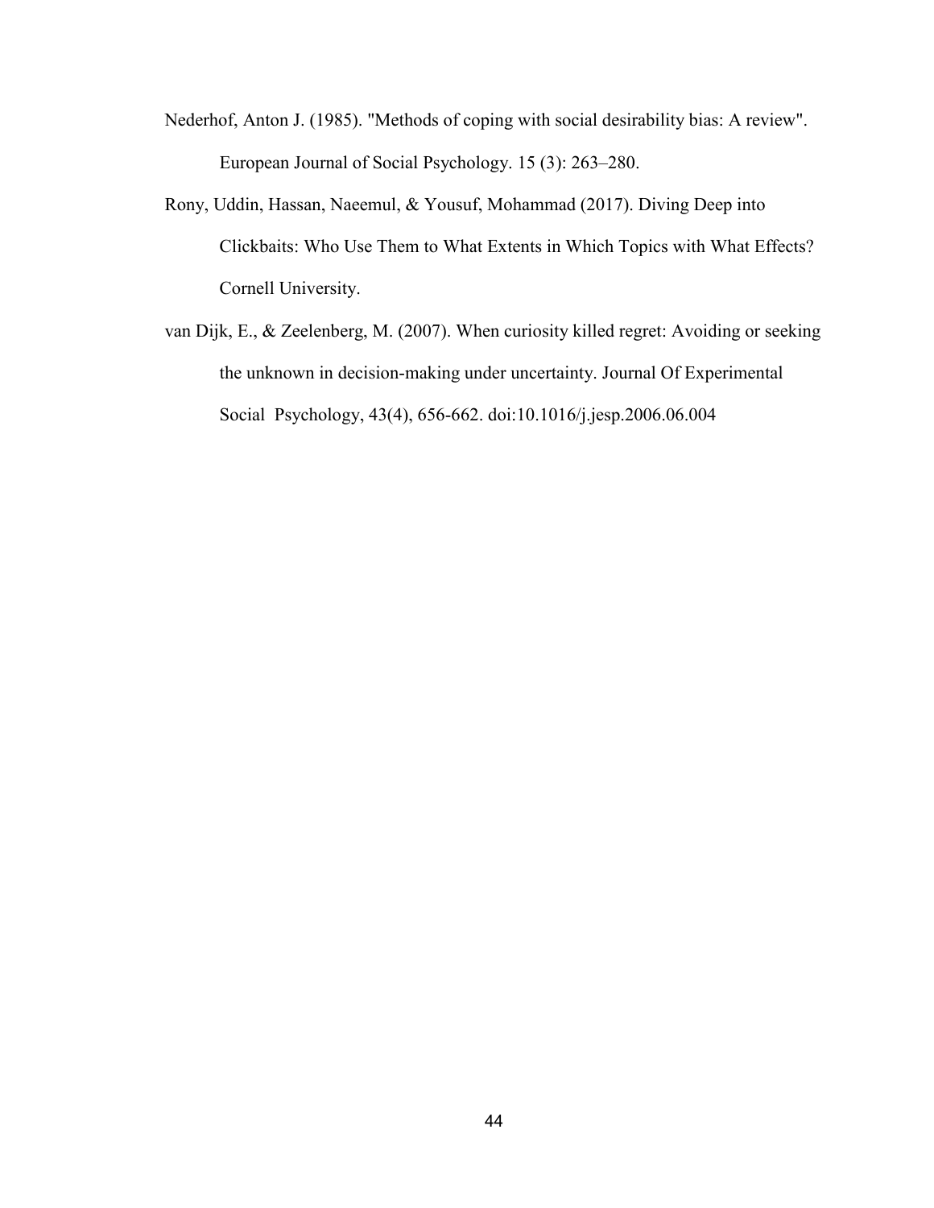Nederhof, Anton J. (1985). "Methods of coping with social desirability bias: A review". European Journal of Social Psychology. 15 (3): 263–280.

Rony, Uddin, Hassan, Naeemul, & Yousuf, Mohammad (2017). Diving Deep into Clickbaits: Who Use Them to What Extents in Which Topics with What Effects? Cornell University.

van Dijk, E., & Zeelenberg, M. (2007). When curiosity killed regret: Avoiding or seeking the unknown in decision-making under uncertainty. Journal Of Experimental Social Psychology, 43(4), 656-662. doi:10.1016/j.jesp.2006.06.004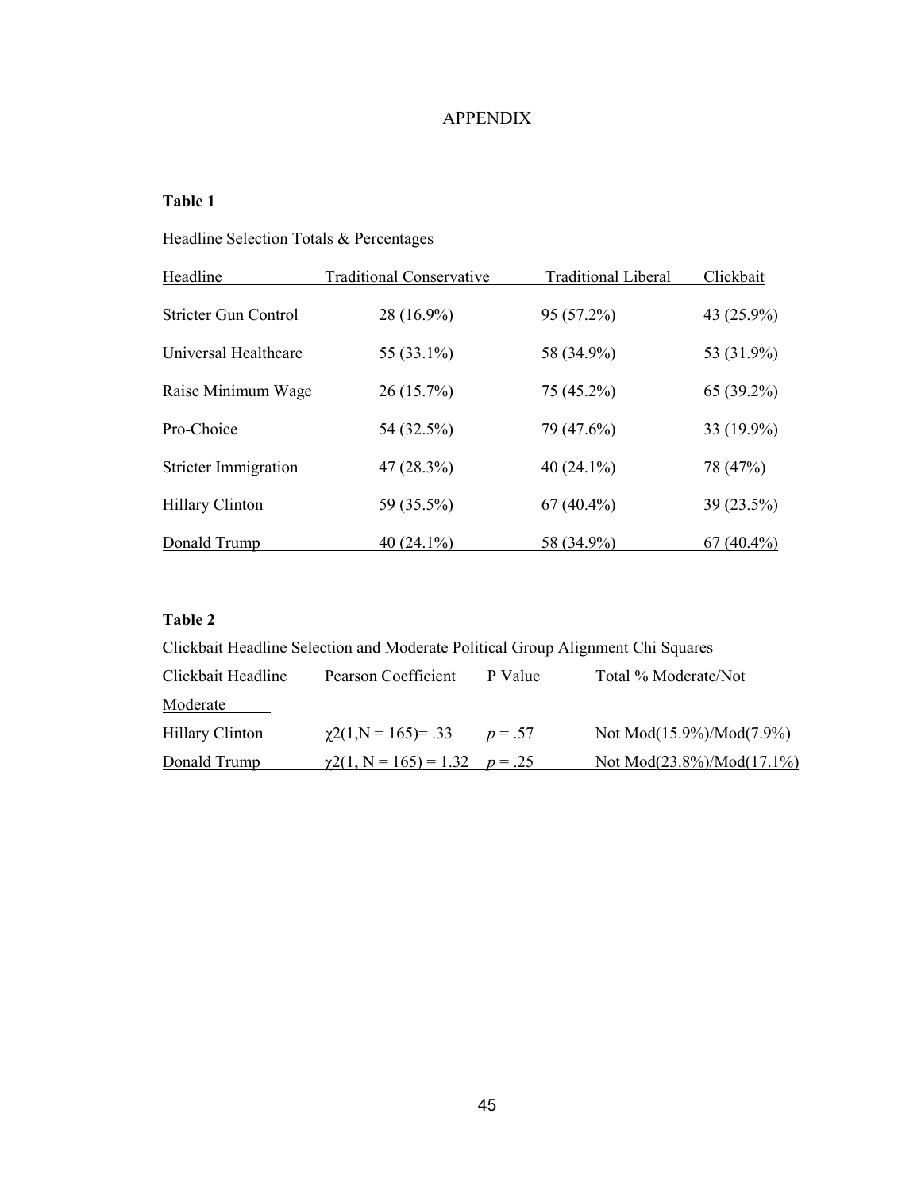# APPENDIX

**Table 1**

Headline Selection Totals & Percentages

| Headline | Traditional Conservative | Traditional Liberal | Clickbait |
|---|---|---|---|
| Stricter Gun Control | 28 (16.9%) | 95 (57.2%) | 43 (25.9%) |
| Universal Healthcare | 55 (33.1%) | 58 (34.9%) | 53 (31.9%) |
| Raise Minimum Wage | 26 (15.7%) | 75 (45.2%) | 65 (39.2%) |
| Pro-Choice | 54 (32.5%) | 79 (47.6%) | 33 (19.9%) |
| Stricter Immigration | 47 (28.3%) | 40 (24.1%) | 78 (47%) |
| Hillary Clinton | 59 (35.5%) | 67 (40.4%) | 39 (23.5%) |
| Donald Trump | 40 (24.1%) | 58 (34.9%) | 67 (40.4%) |

**Table 2**

Clickbait Headline Selection and Moderate Political Group Alignment Chi Squares

| Clickbait Headline Moderate | Pearson Coefficient | P Value | Total % Moderate/Not |
|---|---|---|---|
| Hillary Clinton | $\chi2(1, N = 165) = .33$ | $p = .57$ | Not Mod(15.9%)/Mod(7.9%) |
| Donald Trump | $\chi2(1, N = 165) = 1.32$ | $p = .25$ | Not Mod(23.8%)/Mod(17.1%) |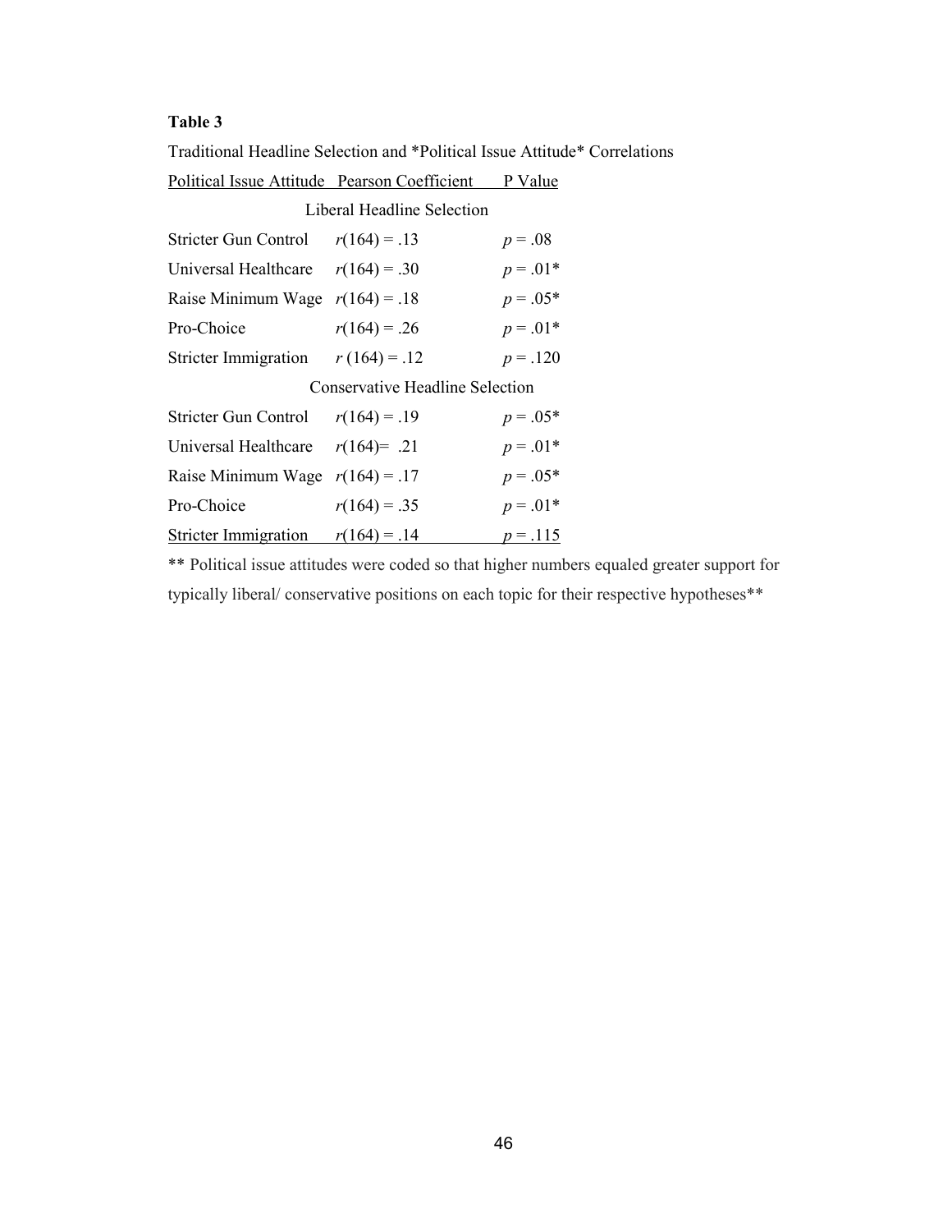**Table 3**

Traditional Headline Selection and *Political Issue Attitude* Correlations

| Political Issue Attitude | Pearson Coefficient | P Value |
|---|---|---|
| | Liberal Headline Selection | |
| Stricter Gun Control | $r(164) = .13$ | $p = .08$ |
| Universal Healthcare | $r(164) = .30$ | $p = .01$* |
| Raise Minimum Wage | $r(164) = .18$ | $p = .05$* |
| Pro-Choice | $r(164) = .26$ | $p = .01$* |
| Stricter Immigration | $r(164) = .12$ | $p = .120$ |
| | Conservative Headline Selection | |
| Stricter Gun Control | $r(164) = .19$ | $p = .05$* |
| Universal Healthcare | $r(164) = .21$ | $p = .01$* |
| Raise Minimum Wage | $r(164) = .17$ | $p = .05$* |
| Pro-Choice | $r(164) = .35$ | $p = .01$* |
| Stricter Immigration | $r(164) = .14$ | $p = .115$ |

** Political issue attitudes were coded so that higher numbers equaled greater support for typically liberal/ conservative positions on each topic for their respective hypotheses**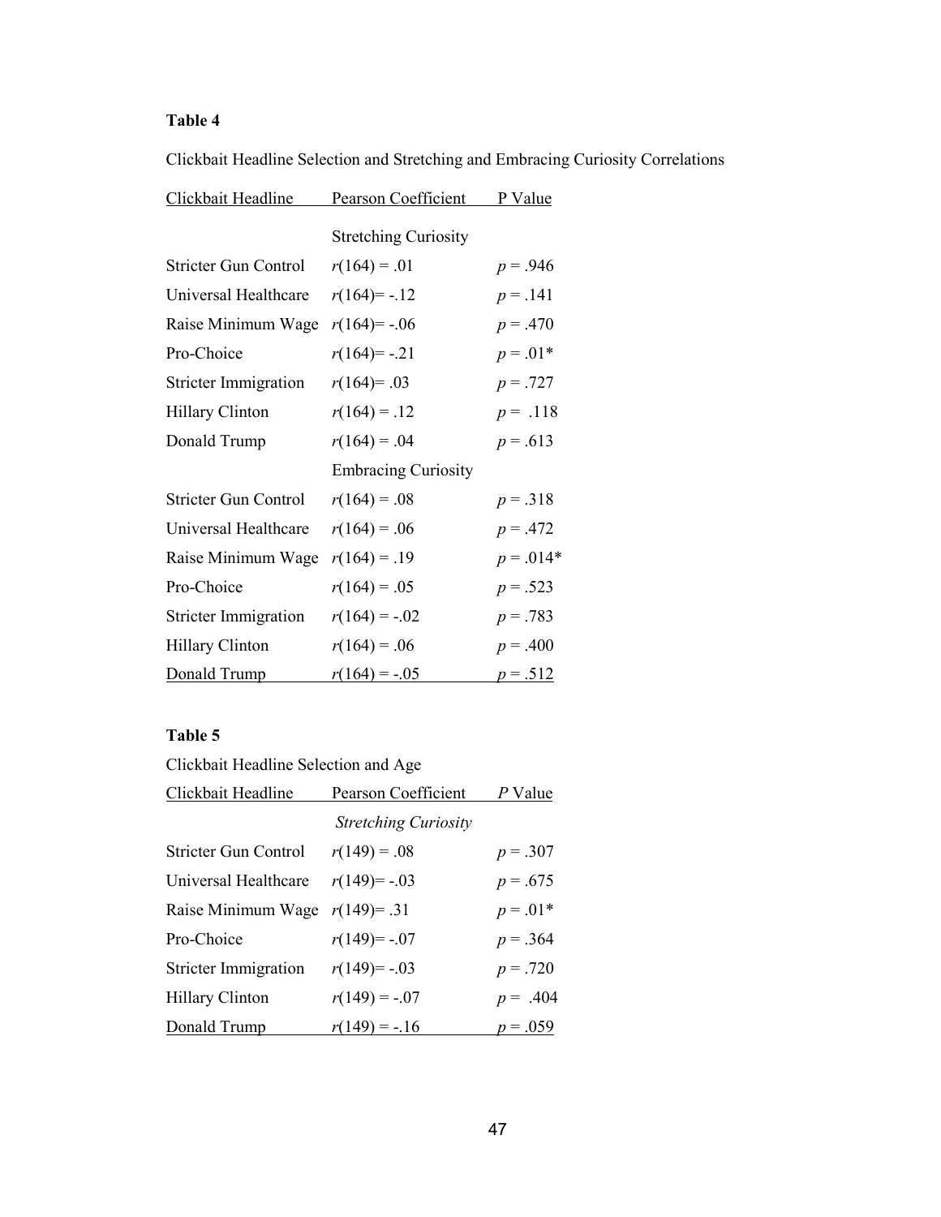**Table 4**

Clickbait Headline Selection and Stretching and Embracing Curiosity Correlations

| Clickbait Headline | Pearson Coefficient | P Value |
|---|---|---|
| | Stretching Curiosity | |
| Stricter Gun Control | $r(164) = .01$ | $p = .946$ |
| Universal Healthcare | $r(164) = -.12$ | $p = .141$ |
| Raise Minimum Wage | $r(164) = -.06$ | $p = .470$ |
| Pro-Choice | $r(164) = -.21$ | $p = .01$* |
| Stricter Immigration | $r(164) = .03$ | $p = .727$ |
| Hillary Clinton | $r(164) = .12$ | $p = .118$ |
| Donald Trump | $r(164) = .04$ | $p = .613$ |
| | Embracing Curiosity | |
| Stricter Gun Control | $r(164) = .08$ | $p = .318$ |
| Universal Healthcare | $r(164) = .06$ | $p = .472$ |
| Raise Minimum Wage | $r(164) = .19$ | $p = .014$* |
| Pro-Choice | $r(164) = .05$ | $p = .523$ |
| Stricter Immigration | $r(164) = -.02$ | $p = .783$ |
| Hillary Clinton | $r(164) = .06$ | $p = .400$ |
| Donald Trump | $r(164) = -.05$ | $p = .512$ |

**Table 5**

Clickbait Headline Selection and Age

| Clickbait Headline | Pearson Coefficient | *P* Value |
|---|---|---|
| | *Stretching Curiosity* | |
| Stricter Gun Control | $r(149) = .08$ | $p = .307$ |
| Universal Healthcare | $r(149) = -.03$ | $p = .675$ |
| Raise Minimum Wage | $r(149) = .31$ | $p = .01$* |
| Pro-Choice | $r(149) = -.07$ | $p = .364$ |
| Stricter Immigration | $r(149) = -.03$ | $p = .720$ |
| Hillary Clinton | $r(149) = -.07$ | $p = .404$ |
| Donald Trump | $r(149) = -.16$ | $p = .059$ |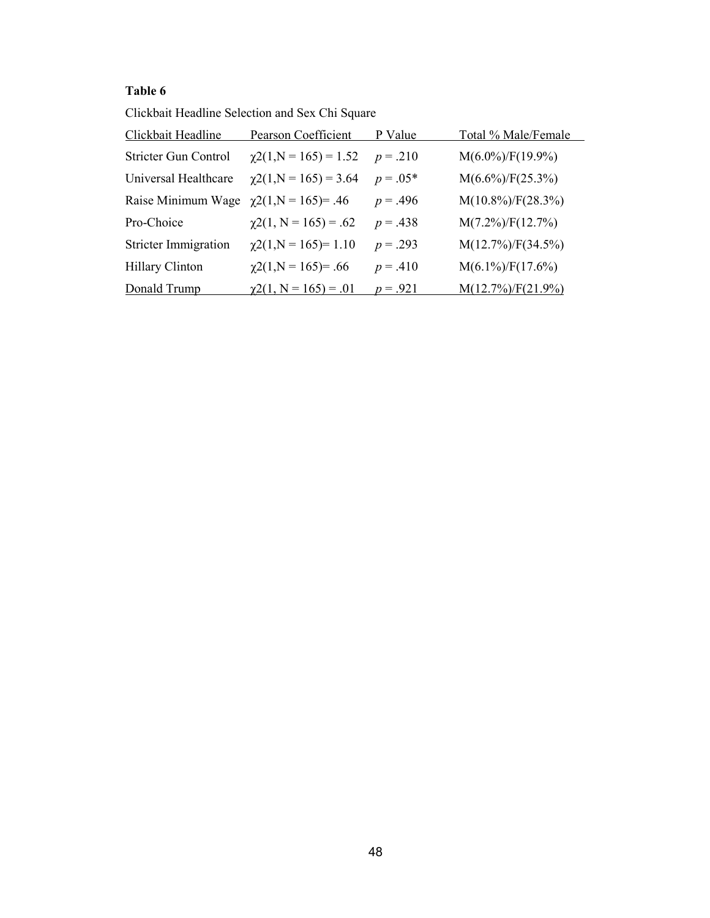**Table 6**

Clickbait Headline Selection and Sex Chi Square

| Clickbait Headline | Pearson Coefficient | P Value | Total % Male/Female |
|---|---|---|---|
| Stricter Gun Control | $\chi2(1,N = 165) = 1.52$ | $p = .210$ | M(6.0%)/F(19.9%) |
| Universal Healthcare | $\chi2(1,N = 165) = 3.64$ | $p = .05$* | M(6.6%)/F(25.3%) |
| Raise Minimum Wage | $\chi2(1,N = 165)= .46$ | $p = .496$ | M(10.8%)/F(28.3%) |
| Pro-Choice | $\chi2(1, N = 165) = .62$ | $p = .438$ | M(7.2%)/F(12.7%) |
| Stricter Immigration | $\chi2(1,N = 165)= 1.10$ | $p = .293$ | M(12.7%)/F(34.5%) |
| Hillary Clinton | $\chi2(1,N = 165)= .66$ | $p = .410$ | M(6.1%)/F(17.6%) |
| Donald Trump | $\chi2(1, N = 165) = .01$ | $p = .921$ | M(12.7%)/F(21.9%) |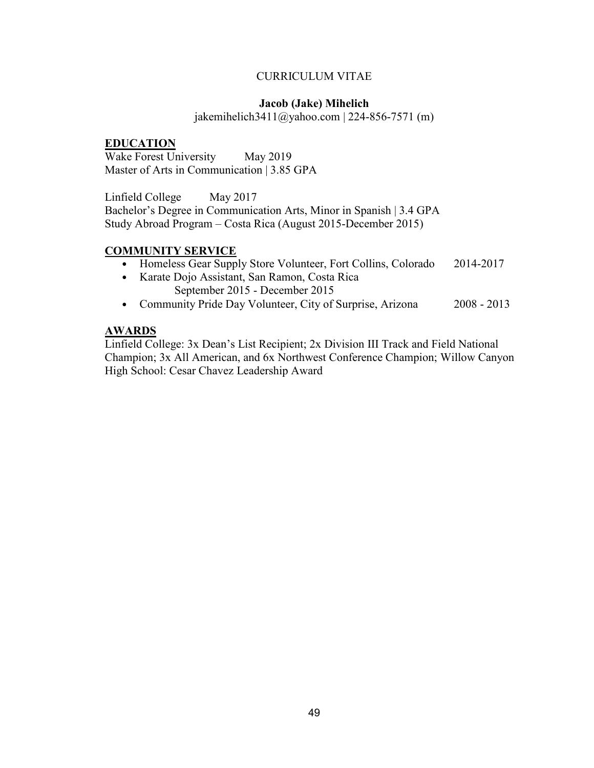CURRICULUM VITAE

**Jacob (Jake) Mihelich**

jakemihelich3411@yahoo.com | 224-856-7571 (m)

## EDUCATION

Wake Forest University May 2019
Master of Arts in Communication | 3.85 GPA

Linfield College May 2017
Bachelor's Degree in Communication Arts, Minor in Spanish | 3.4 GPA
Study Abroad Program – Costa Rica (August 2015-December 2015)

## COMMUNITY SERVICE

- Homeless Gear Supply Store Volunteer, Fort Collins, Colorado 2014-2017
- Karate Dojo Assistant, San Ramon, Costa Rica
  September 2015 - December 2015
- Community Pride Day Volunteer, City of Surprise, Arizona 2008 - 2013

## AWARDS

Linfield College: 3x Dean's List Recipient; 2x Division III Track and Field National Champion; 3x All American, and 6x Northwest Conference Champion; Willow Canyon High School: Cesar Chavez Leadership Award